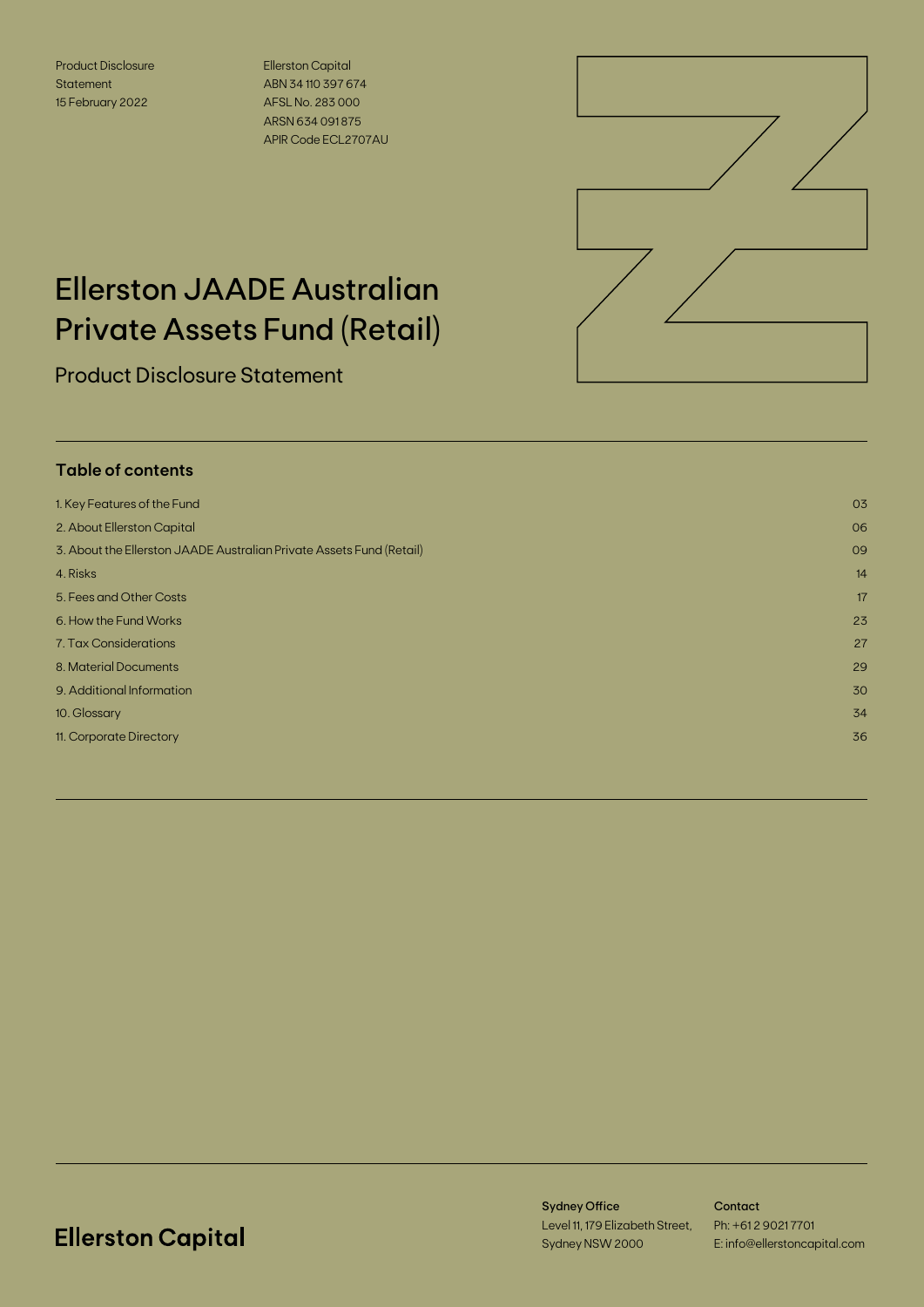Product Disclosure Statement
15 February 2022

Ellerston Capital
ABN 34 110 397 674
AFSL No. 283 000
ARSN 634 091 875
APIR Code ECL2707AU

# Ellerston JAADE Australian Private Assets Fund (Retail)

## Product Disclosure Statement

### Table of contents

| | |
|---|---|
| 1. Key Features of the Fund | 03 |
| 2. About Ellerston Capital | 06 |
| 3. About the Ellerston JAADE Australian Private Assets Fund (Retail) | 09 |
| 4. Risks | 14 |
| 5. Fees and Other Costs | 17 |
| 6. How the Fund Works | 23 |
| 7. Tax Considerations | 27 |
| 8. Material Documents | 29 |
| 9. Additional Information | 30 |
| 10. Glossary | 34 |
| 11. Corporate Directory | 36 |

**Ellerston Capital**

**Sydney Office**
Level 11, 179 Elizabeth Street,
Sydney NSW 2000

**Contact**
Ph: +61 2 9021 7701
E: info@ellerstoncapital.com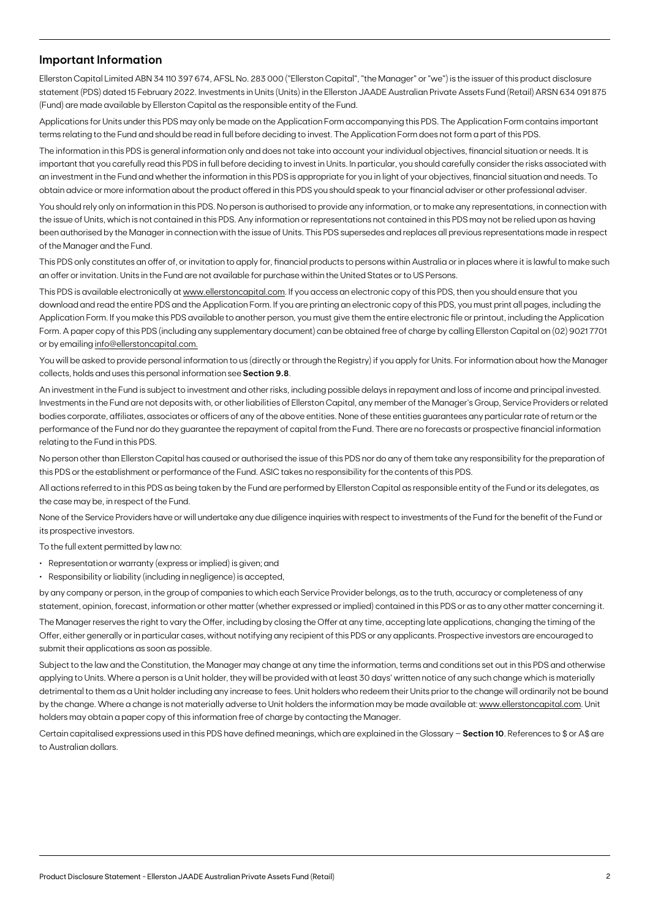## Important Information

Ellerston Capital Limited ABN 34 110 397 674, AFSL No. 283 000 ("Ellerston Capital", "the Manager" or "we") is the issuer of this product disclosure statement (PDS) dated 15 February 2022. Investments in Units (Units) in the Ellerston JAADE Australian Private Assets Fund (Retail) ARSN 634 091 875 (Fund) are made available by Ellerston Capital as the responsible entity of the Fund.

Applications for Units under this PDS may only be made on the Application Form accompanying this PDS. The Application Form contains important terms relating to the Fund and should be read in full before deciding to invest. The Application Form does not form a part of this PDS.

The information in this PDS is general information only and does not take into account your individual objectives, financial situation or needs. It is important that you carefully read this PDS in full before deciding to invest in Units. In particular, you should carefully consider the risks associated with an investment in the Fund and whether the information in this PDS is appropriate for you in light of your objectives, financial situation and needs. To obtain advice or more information about the product offered in this PDS you should speak to your financial adviser or other professional adviser.

You should rely only on information in this PDS. No person is authorised to provide any information, or to make any representations, in connection with the issue of Units, which is not contained in this PDS. Any information or representations not contained in this PDS may not be relied upon as having been authorised by the Manager in connection with the issue of Units. This PDS supersedes and replaces all previous representations made in respect of the Manager and the Fund.

This PDS only constitutes an offer of, or invitation to apply for, financial products to persons within Australia or in places where it is lawful to make such an offer or invitation. Units in the Fund are not available for purchase within the United States or to US Persons.

This PDS is available electronically at www.ellerstoncapital.com. If you access an electronic copy of this PDS, then you should ensure that you download and read the entire PDS and the Application Form. If you are printing an electronic copy of this PDS, you must print all pages, including the Application Form. If you make this PDS available to another person, you must give them the entire electronic file or printout, including the Application Form. A paper copy of this PDS (including any supplementary document) can be obtained free of charge by calling Ellerston Capital on (02) 9021 7701 or by emailing info@ellerstoncapital.com.

You will be asked to provide personal information to us (directly or through the Registry) if you apply for Units. For information about how the Manager collects, holds and uses this personal information see **Section 9.8**.

An investment in the Fund is subject to investment and other risks, including possible delays in repayment and loss of income and principal invested. Investments in the Fund are not deposits with, or other liabilities of Ellerston Capital, any member of the Manager's Group, Service Providers or related bodies corporate, affiliates, associates or officers of any of the above entities. None of these entities guarantees any particular rate of return or the performance of the Fund nor do they guarantee the repayment of capital from the Fund. There are no forecasts or prospective financial information relating to the Fund in this PDS.

No person other than Ellerston Capital has caused or authorised the issue of this PDS nor do any of them take any responsibility for the preparation of this PDS or the establishment or performance of the Fund. ASIC takes no responsibility for the contents of this PDS.

All actions referred to in this PDS as being taken by the Fund are performed by Ellerston Capital as responsible entity of the Fund or its delegates, as the case may be, in respect of the Fund.

None of the Service Providers have or will undertake any due diligence inquiries with respect to investments of the Fund for the benefit of the Fund or its prospective investors.

To the full extent permitted by law no:

- Representation or warranty (express or implied) is given; and
- Responsibility or liability (including in negligence) is accepted,

by any company or person, in the group of companies to which each Service Provider belongs, as to the truth, accuracy or completeness of any statement, opinion, forecast, information or other matter (whether expressed or implied) contained in this PDS or as to any other matter concerning it.

The Manager reserves the right to vary the Offer, including by closing the Offer at any time, accepting late applications, changing the timing of the Offer, either generally or in particular cases, without notifying any recipient of this PDS or any applicants. Prospective investors are encouraged to submit their applications as soon as possible.

Subject to the law and the Constitution, the Manager may change at any time the information, terms and conditions set out in this PDS and otherwise applying to Units. Where a person is a Unit holder, they will be provided with at least 30 days' written notice of any such change which is materially detrimental to them as a Unit holder including any increase to fees. Unit holders who redeem their Units prior to the change will ordinarily not be bound by the change. Where a change is not materially adverse to Unit holders the information may be made available at: www.ellerstoncapital.com. Unit holders may obtain a paper copy of this information free of charge by contacting the Manager.

Certain capitalised expressions used in this PDS have defined meanings, which are explained in the Glossary – **Section 10**. References to $ or A$ are to Australian dollars.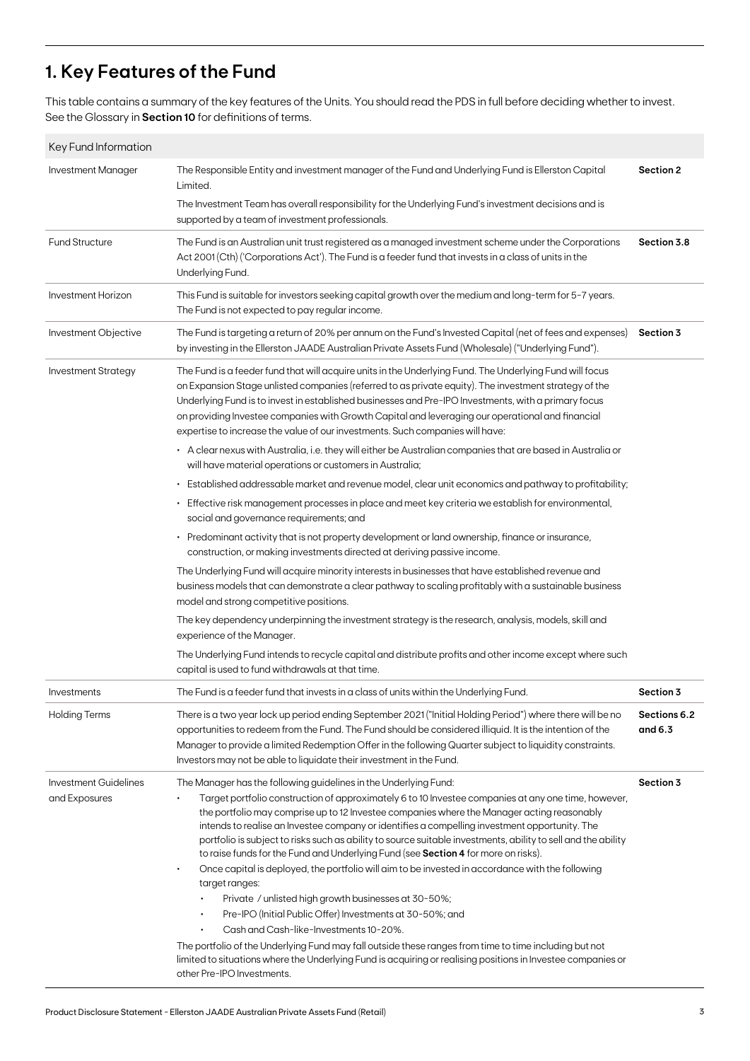# 1. Key Features of the Fund

This table contains a summary of the key features of the Units. You should read the PDS in full before deciding whether to invest. See the Glossary in **Section 10** for definitions of terms.

| Key Fund Information | | |
|---|---|---|
| Investment Manager | The Responsible Entity and investment manager of the Fund and Underlying Fund is Ellerston Capital Limited.<br><br>The Investment Team has overall responsibility for the Underlying Fund's investment decisions and is supported by a team of investment professionals. | **Section 2** |
| Fund Structure | The Fund is an Australian unit trust registered as a managed investment scheme under the Corporations Act 2001 (Cth) ('Corporations Act'). The Fund is a feeder fund that invests in a class of units in the Underlying Fund. | **Section 3.8** |
| Investment Horizon | This Fund is suitable for investors seeking capital growth over the medium and long-term for 5-7 years. The Fund is not expected to pay regular income. | |
| Investment Objective | The Fund is targeting a return of 20% per annum on the Fund's Invested Capital (net of fees and expenses) by investing in the Ellerston JAADE Australian Private Assets Fund (Wholesale) ("Underlying Fund"). | **Section 3** |
| Investment Strategy | The Fund is a feeder fund that will acquire units in the Underlying Fund. The Underlying Fund will focus on Expansion Stage unlisted companies (referred to as private equity). The investment strategy of the Underlying Fund is to invest in established businesses and Pre-IPO Investments, with a primary focus on providing Investee companies with Growth Capital and leveraging our operational and financial expertise to increase the value of our investments. Such companies will have:<br><br>• A clear nexus with Australia, i.e. they will either be Australian companies that are based in Australia or will have material operations or customers in Australia;<br>• Established addressable market and revenue model, clear unit economics and pathway to profitability;<br>• Effective risk management processes in place and meet key criteria we establish for environmental, social and governance requirements; and<br>• Predominant activity that is not property development or land ownership, finance or insurance, construction, or making investments directed at deriving passive income.<br><br>The Underlying Fund will acquire minority interests in businesses that have established revenue and business models that can demonstrate a clear pathway to scaling profitably with a sustainable business model and strong competitive positions.<br><br>The key dependency underpinning the investment strategy is the research, analysis, models, skill and experience of the Manager.<br><br>The Underlying Fund intends to recycle capital and distribute profits and other income except where such capital is used to fund withdrawals at that time. | |
| Investments | The Fund is a feeder fund that invests in a class of units within the Underlying Fund. | **Section 3** |
| Holding Terms | There is a two year lock up period ending September 2021 ("Initial Holding Period") where there will be no opportunities to redeem from the Fund. The Fund should be considered illiquid. It is the intention of the Manager to provide a limited Redemption Offer in the following Quarter subject to liquidity constraints. Investors may not be able to liquidate their investment in the Fund. | **Sections 6.2 and 6.3** |
| Investment Guidelines and Exposures | The Manager has the following guidelines in the Underlying Fund:<br>• Target portfolio construction of approximately 6 to 10 Investee companies at any one time, however, the portfolio may comprise up to 12 Investee companies where the Manager acting reasonably intends to realise an Investee company or identifies a compelling investment opportunity. The portfolio is subject to risks such as ability to source suitable investments, ability to sell and the ability to raise funds for the Fund and Underlying Fund (see **Section 4** for more on risks).<br>• Once capital is deployed, the portfolio will aim to be invested in accordance with the following target ranges:<br>&nbsp;&nbsp;• Private / unlisted high growth businesses at 30-50%;<br>&nbsp;&nbsp;• Pre-IPO (Initial Public Offer) Investments at 30-50%; and<br>&nbsp;&nbsp;• Cash and Cash-like-Investments 10-20%.<br><br>The portfolio of the Underlying Fund may fall outside these ranges from time to time including but not limited to situations where the Underlying Fund is acquiring or realising positions in Investee companies or other Pre-IPO Investments. | **Section 3** |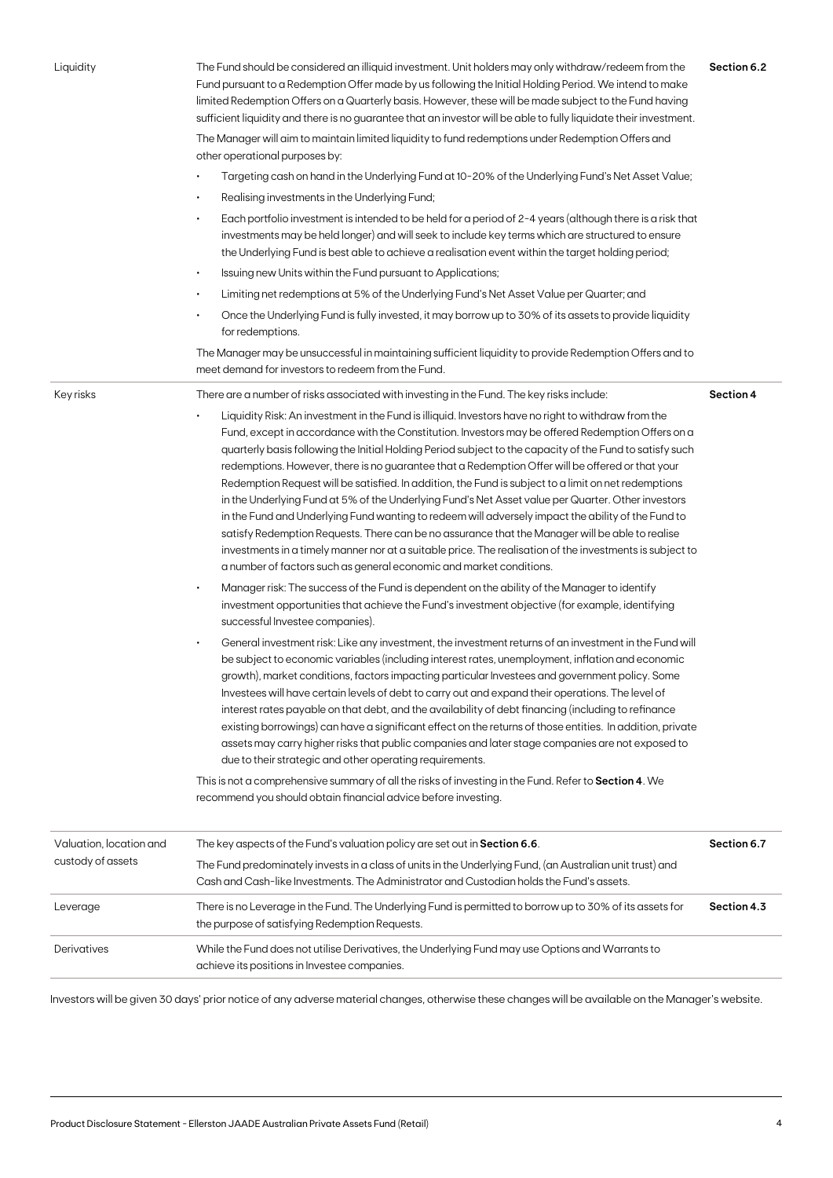| | | |
|---|---|---|
| Liquidity | The Fund should be considered an illiquid investment. Unit holders may only withdraw/redeem from the Fund pursuant to a Redemption Offer made by us following the Initial Holding Period. We intend to make limited Redemption Offers on a Quarterly basis. However, these will be made subject to the Fund having sufficient liquidity and there is no guarantee that an investor will be able to fully liquidate their investment.<br><br>The Manager will aim to maintain limited liquidity to fund redemptions under Redemption Offers and other operational purposes by:<br>• Targeting cash on hand in the Underlying Fund at 10-20% of the Underlying Fund's Net Asset Value;<br>• Realising investments in the Underlying Fund;<br>• Each portfolio investment is intended to be held for a period of 2-4 years (although there is a risk that investments may be held longer) and will seek to include key terms which are structured to ensure the Underlying Fund is best able to achieve a realisation event within the target holding period;<br>• Issuing new Units within the Fund pursuant to Applications;<br>• Limiting net redemptions at 5% of the Underlying Fund's Net Asset Value per Quarter; and<br>• Once the Underlying Fund is fully invested, it may borrow up to 30% of its assets to provide liquidity for redemptions.<br><br>The Manager may be unsuccessful in maintaining sufficient liquidity to provide Redemption Offers and to meet demand for investors to redeem from the Fund. | **Section 6.2** |
| Key risks | There are a number of risks associated with investing in the Fund. The key risks include:<br>• Liquidity Risk: An investment in the Fund is illiquid. Investors have no right to withdraw from the Fund, except in accordance with the Constitution. Investors may be offered Redemption Offers on a quarterly basis following the Initial Holding Period subject to the capacity of the Fund to satisfy such redemptions. However, there is no guarantee that a Redemption Offer will be offered or that your Redemption Request will be satisfied. In addition, the Fund is subject to a limit on net redemptions in the Underlying Fund at 5% of the Underlying Fund's Net Asset value per Quarter. Other investors in the Fund and Underlying Fund wanting to redeem will adversely impact the ability of the Fund to satisfy Redemption Requests. There can be no assurance that the Manager will be able to realise investments in a timely manner nor at a suitable price. The realisation of the investments is subject to a number of factors such as general economic and market conditions.<br>• Manager risk: The success of the Fund is dependent on the ability of the Manager to identify investment opportunities that achieve the Fund's investment objective (for example, identifying successful Investee companies).<br>• General investment risk: Like any investment, the investment returns of an investment in the Fund will be subject to economic variables (including interest rates, unemployment, inflation and economic growth), market conditions, factors impacting particular Investees and government policy. Some Investees will have certain levels of debt to carry out and expand their operations. The level of interest rates payable on that debt, and the availability of debt financing (including to refinance existing borrowings) can have a significant effect on the returns of those entities. In addition, private assets may carry higher risks that public companies and later stage companies are not exposed to due to their strategic and other operating requirements.<br><br>This is not a comprehensive summary of all the risks of investing in the Fund. Refer to **Section 4**. We recommend you should obtain financial advice before investing. | **Section 4** |
| Valuation, location and custody of assets | The key aspects of the Fund's valuation policy are set out in **Section 6.6**.<br><br>The Fund predominately invests in a class of units in the Underlying Fund, (an Australian unit trust) and Cash and Cash-like Investments. The Administrator and Custodian holds the Fund's assets. | **Section 6.7** |
| Leverage | There is no Leverage in the Fund. The Underlying Fund is permitted to borrow up to 30% of its assets for the purpose of satisfying Redemption Requests. | **Section 4.3** |
| Derivatives | While the Fund does not utilise Derivatives, the Underlying Fund may use Options and Warrants to achieve its positions in Investee companies. | |

Investors will be given 30 days' prior notice of any adverse material changes, otherwise these changes will be available on the Manager's website.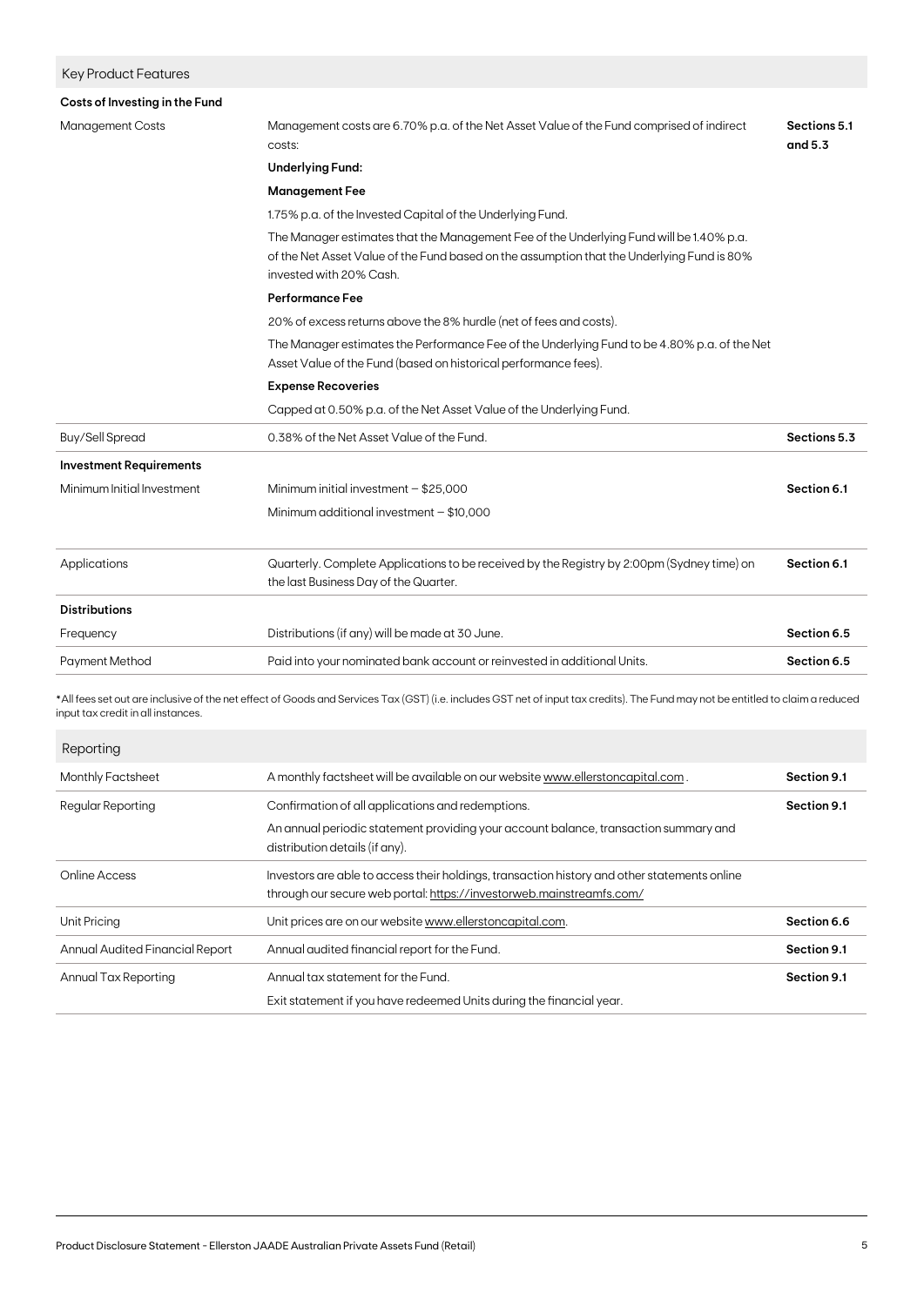## Key Product Features

| Costs of Investing in the Fund | | |
|---|---|---|
| Management Costs | Management costs are 6.70% p.a. of the Net Asset Value of the Fund comprised of indirect costs:<br>**Underlying Fund:**<br>**Management Fee**<br>1.75% p.a. of the Invested Capital of the Underlying Fund.<br>The Manager estimates that the Management Fee of the Underlying Fund will be 1.40% p.a. of the Net Asset Value of the Fund based on the assumption that the Underlying Fund is 80% invested with 20% Cash.<br>**Performance Fee**<br>20% of excess returns above the 8% hurdle (net of fees and costs).<br>The Manager estimates the Performance Fee of the Underlying Fund to be 4.80% p.a. of the Net Asset Value of the Fund (based on historical performance fees).<br>**Expense Recoveries**<br>Capped at 0.50% p.a. of the Net Asset Value of the Underlying Fund. | **Sections 5.1 and 5.3** |
| Buy/Sell Spread | 0.38% of the Net Asset Value of the Fund. | **Sections 5.3** |
| **Investment Requirements** | | |
| Minimum Initial Investment | Minimum initial investment – $25,000<br>Minimum additional investment – $10,000 | **Section 6.1** |
| Applications | Quarterly. Complete Applications to be received by the Registry by 2:00pm (Sydney time) on the last Business Day of the Quarter. | **Section 6.1** |
| **Distributions** | | |
| Frequency | Distributions (if any) will be made at 30 June. | **Section 6.5** |
| Payment Method | Paid into your nominated bank account or reinvested in additional Units. | **Section 6.5** |

*All fees set out are inclusive of the net effect of Goods and Services Tax (GST) (i.e. includes GST net of input tax credits). The Fund may not be entitled to claim a reduced input tax credit in all instances.

## Reporting

| | | |
|---|---|---|
| Monthly Factsheet | A monthly factsheet will be available on our website www.ellerstoncapital.com . | **Section 9.1** |
| Regular Reporting | Confirmation of all applications and redemptions.<br>An annual periodic statement providing your account balance, transaction summary and distribution details (if any). | **Section 9.1** |
| Online Access | Investors are able to access their holdings, transaction history and other statements online through our secure web portal: https://investorweb.mainstreamfs.com/ | |
| Unit Pricing | Unit prices are on our website www.ellerstoncapital.com. | **Section 6.6** |
| Annual Audited Financial Report | Annual audited financial report for the Fund. | **Section 9.1** |
| Annual Tax Reporting | Annual tax statement for the Fund.<br>Exit statement if you have redeemed Units during the financial year. | **Section 9.1** |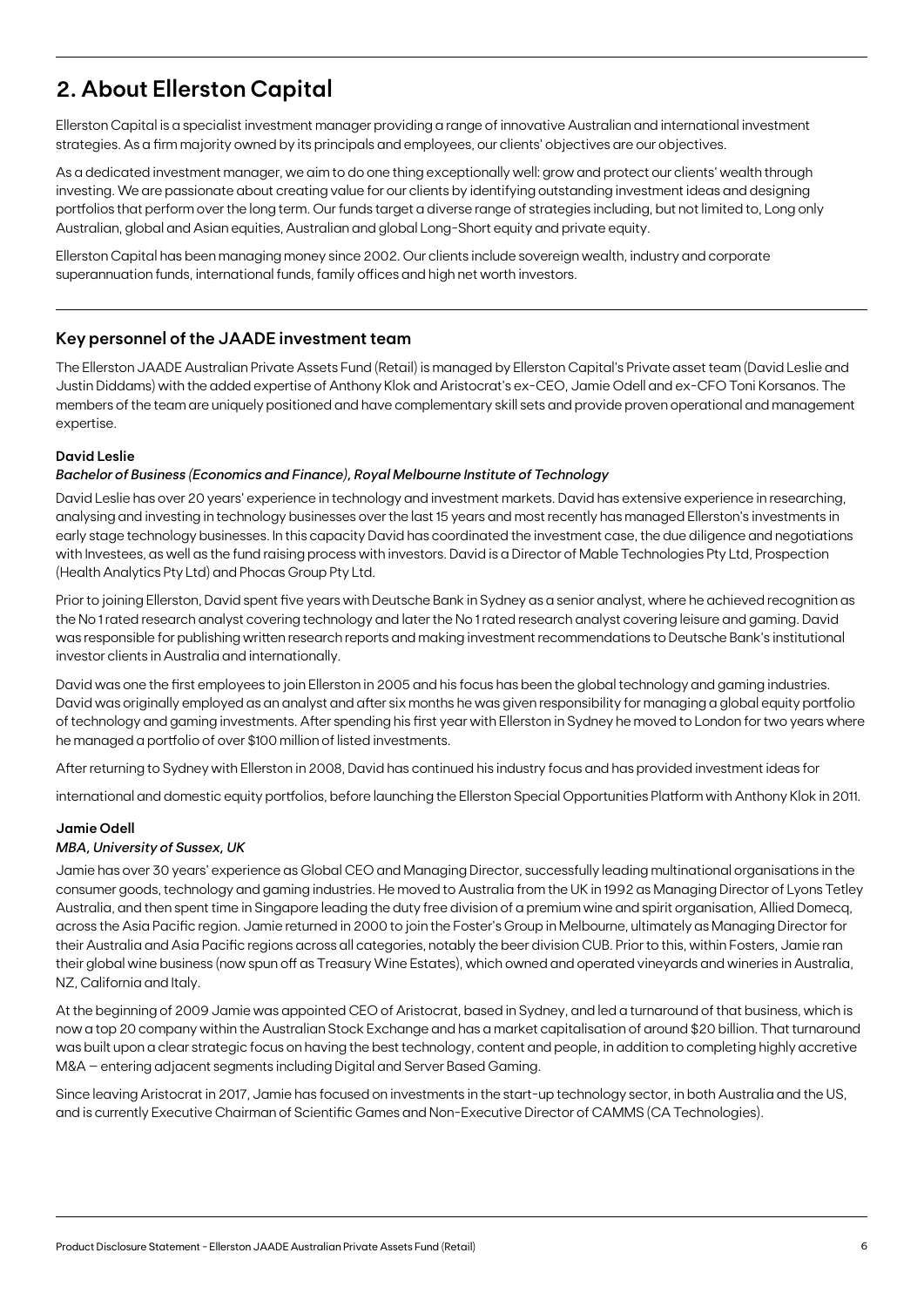## 2. About Ellerston Capital

Ellerston Capital is a specialist investment manager providing a range of innovative Australian and international investment strategies. As a firm majority owned by its principals and employees, our clients' objectives are our objectives.

As a dedicated investment manager, we aim to do one thing exceptionally well: grow and protect our clients' wealth through investing. We are passionate about creating value for our clients by identifying outstanding investment ideas and designing portfolios that perform over the long term. Our funds target a diverse range of strategies including, but not limited to, Long only Australian, global and Asian equities, Australian and global Long-Short equity and private equity.

Ellerston Capital has been managing money since 2002. Our clients include sovereign wealth, industry and corporate superannuation funds, international funds, family offices and high net worth investors.

### Key personnel of the JAADE investment team

The Ellerston JAADE Australian Private Assets Fund (Retail) is managed by Ellerston Capital's Private asset team (David Leslie and Justin Diddams) with the added expertise of Anthony Klok and Aristocrat's ex-CEO, Jamie Odell and ex-CFO Toni Korsanos. The members of the team are uniquely positioned and have complementary skill sets and provide proven operational and management expertise.

#### David Leslie

*Bachelor of Business (Economics and Finance), Royal Melbourne Institute of Technology*

David Leslie has over 20 years' experience in technology and investment markets. David has extensive experience in researching, analysing and investing in technology businesses over the last 15 years and most recently has managed Ellerston's investments in early stage technology businesses. In this capacity David has coordinated the investment case, the due diligence and negotiations with Investees, as well as the fund raising process with investors. David is a Director of Mable Technologies Pty Ltd, Prospection (Health Analytics Pty Ltd) and Phocas Group Pty Ltd.

Prior to joining Ellerston, David spent five years with Deutsche Bank in Sydney as a senior analyst, where he achieved recognition as the No 1 rated research analyst covering technology and later the No 1 rated research analyst covering leisure and gaming. David was responsible for publishing written research reports and making investment recommendations to Deutsche Bank's institutional investor clients in Australia and internationally.

David was one the first employees to join Ellerston in 2005 and his focus has been the global technology and gaming industries. David was originally employed as an analyst and after six months he was given responsibility for managing a global equity portfolio of technology and gaming investments. After spending his first year with Ellerston in Sydney he moved to London for two years where he managed a portfolio of over $100 million of listed investments.

After returning to Sydney with Ellerston in 2008, David has continued his industry focus and has provided investment ideas for

international and domestic equity portfolios, before launching the Ellerston Special Opportunities Platform with Anthony Klok in 2011.

#### Jamie Odell

*MBA, University of Sussex, UK*

Jamie has over 30 years' experience as Global CEO and Managing Director, successfully leading multinational organisations in the consumer goods, technology and gaming industries. He moved to Australia from the UK in 1992 as Managing Director of Lyons Tetley Australia, and then spent time in Singapore leading the duty free division of a premium wine and spirit organisation, Allied Domecq, across the Asia Pacific region. Jamie returned in 2000 to join the Foster's Group in Melbourne, ultimately as Managing Director for their Australia and Asia Pacific regions across all categories, notably the beer division CUB. Prior to this, within Fosters, Jamie ran their global wine business (now spun off as Treasury Wine Estates), which owned and operated vineyards and wineries in Australia, NZ, California and Italy.

At the beginning of 2009 Jamie was appointed CEO of Aristocrat, based in Sydney, and led a turnaround of that business, which is now a top 20 company within the Australian Stock Exchange and has a market capitalisation of around $20 billion. That turnaround was built upon a clear strategic focus on having the best technology, content and people, in addition to completing highly accretive M&A – entering adjacent segments including Digital and Server Based Gaming.

Since leaving Aristocrat in 2017, Jamie has focused on investments in the start-up technology sector, in both Australia and the US, and is currently Executive Chairman of Scientific Games and Non-Executive Director of CAMMS (CA Technologies).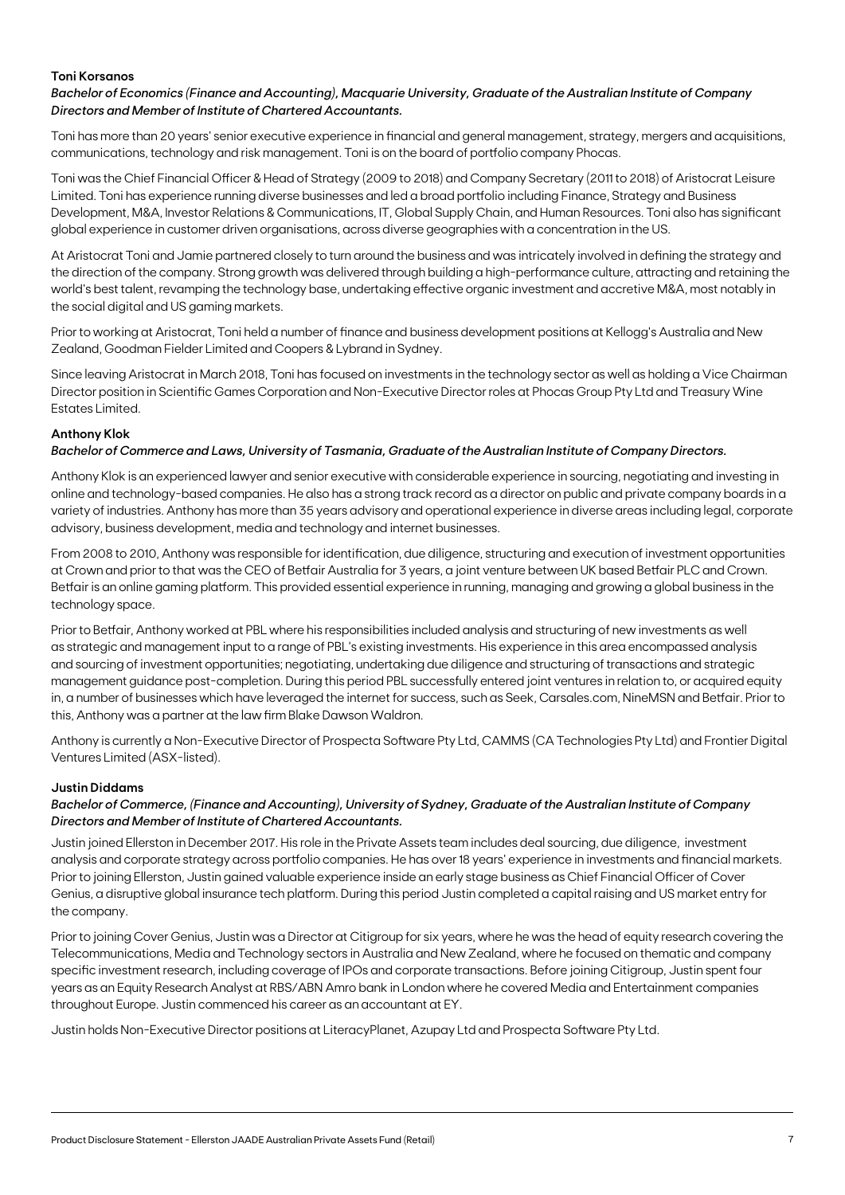**Toni Korsanos**

***Bachelor of Economics (Finance and Accounting), Macquarie University, Graduate of the Australian Institute of Company Directors and Member of Institute of Chartered Accountants.***

Toni has more than 20 years' senior executive experience in financial and general management, strategy, mergers and acquisitions, communications, technology and risk management. Toni is on the board of portfolio company Phocas.

Toni was the Chief Financial Officer & Head of Strategy (2009 to 2018) and Company Secretary (2011 to 2018) of Aristocrat Leisure Limited. Toni has experience running diverse businesses and led a broad portfolio including Finance, Strategy and Business Development, M&A, Investor Relations & Communications, IT, Global Supply Chain, and Human Resources. Toni also has significant global experience in customer driven organisations, across diverse geographies with a concentration in the US.

At Aristocrat Toni and Jamie partnered closely to turn around the business and was intricately involved in defining the strategy and the direction of the company. Strong growth was delivered through building a high-performance culture, attracting and retaining the world's best talent, revamping the technology base, undertaking effective organic investment and accretive M&A, most notably in the social digital and US gaming markets.

Prior to working at Aristocrat, Toni held a number of finance and business development positions at Kellogg's Australia and New Zealand, Goodman Fielder Limited and Coopers & Lybrand in Sydney.

Since leaving Aristocrat in March 2018, Toni has focused on investments in the technology sector as well as holding a Vice Chairman Director position in Scientific Games Corporation and Non-Executive Director roles at Phocas Group Pty Ltd and Treasury Wine Estates Limited.

**Anthony Klok**

***Bachelor of Commerce and Laws, University of Tasmania, Graduate of the Australian Institute of Company Directors.***

Anthony Klok is an experienced lawyer and senior executive with considerable experience in sourcing, negotiating and investing in online and technology-based companies. He also has a strong track record as a director on public and private company boards in a variety of industries. Anthony has more than 35 years advisory and operational experience in diverse areas including legal, corporate advisory, business development, media and technology and internet businesses.

From 2008 to 2010, Anthony was responsible for identification, due diligence, structuring and execution of investment opportunities at Crown and prior to that was the CEO of Betfair Australia for 3 years, a joint venture between UK based Betfair PLC and Crown. Betfair is an online gaming platform. This provided essential experience in running, managing and growing a global business in the technology space.

Prior to Betfair, Anthony worked at PBL where his responsibilities included analysis and structuring of new investments as well as strategic and management input to a range of PBL's existing investments. His experience in this area encompassed analysis and sourcing of investment opportunities; negotiating, undertaking due diligence and structuring of transactions and strategic management guidance post-completion. During this period PBL successfully entered joint ventures in relation to, or acquired equity in, a number of businesses which have leveraged the internet for success, such as Seek, Carsales.com, NineMSN and Betfair. Prior to this, Anthony was a partner at the law firm Blake Dawson Waldron.

Anthony is currently a Non-Executive Director of Prospecta Software Pty Ltd, CAMMS (CA Technologies Pty Ltd) and Frontier Digital Ventures Limited (ASX-listed).

**Justin Diddams**

***Bachelor of Commerce, (Finance and Accounting), University of Sydney, Graduate of the Australian Institute of Company Directors and Member of Institute of Chartered Accountants.***

Justin joined Ellerston in December 2017. His role in the Private Assets team includes deal sourcing, due diligence, investment analysis and corporate strategy across portfolio companies. He has over 18 years' experience in investments and financial markets. Prior to joining Ellerston, Justin gained valuable experience inside an early stage business as Chief Financial Officer of Cover Genius, a disruptive global insurance tech platform. During this period Justin completed a capital raising and US market entry for the company.

Prior to joining Cover Genius, Justin was a Director at Citigroup for six years, where he was the head of equity research covering the Telecommunications, Media and Technology sectors in Australia and New Zealand, where he focused on thematic and company specific investment research, including coverage of IPOs and corporate transactions. Before joining Citigroup, Justin spent four years as an Equity Research Analyst at RBS/ABN Amro bank in London where he covered Media and Entertainment companies throughout Europe. Justin commenced his career as an accountant at EY.

Justin holds Non-Executive Director positions at LiteracyPlanet, Azupay Ltd and Prospecta Software Pty Ltd.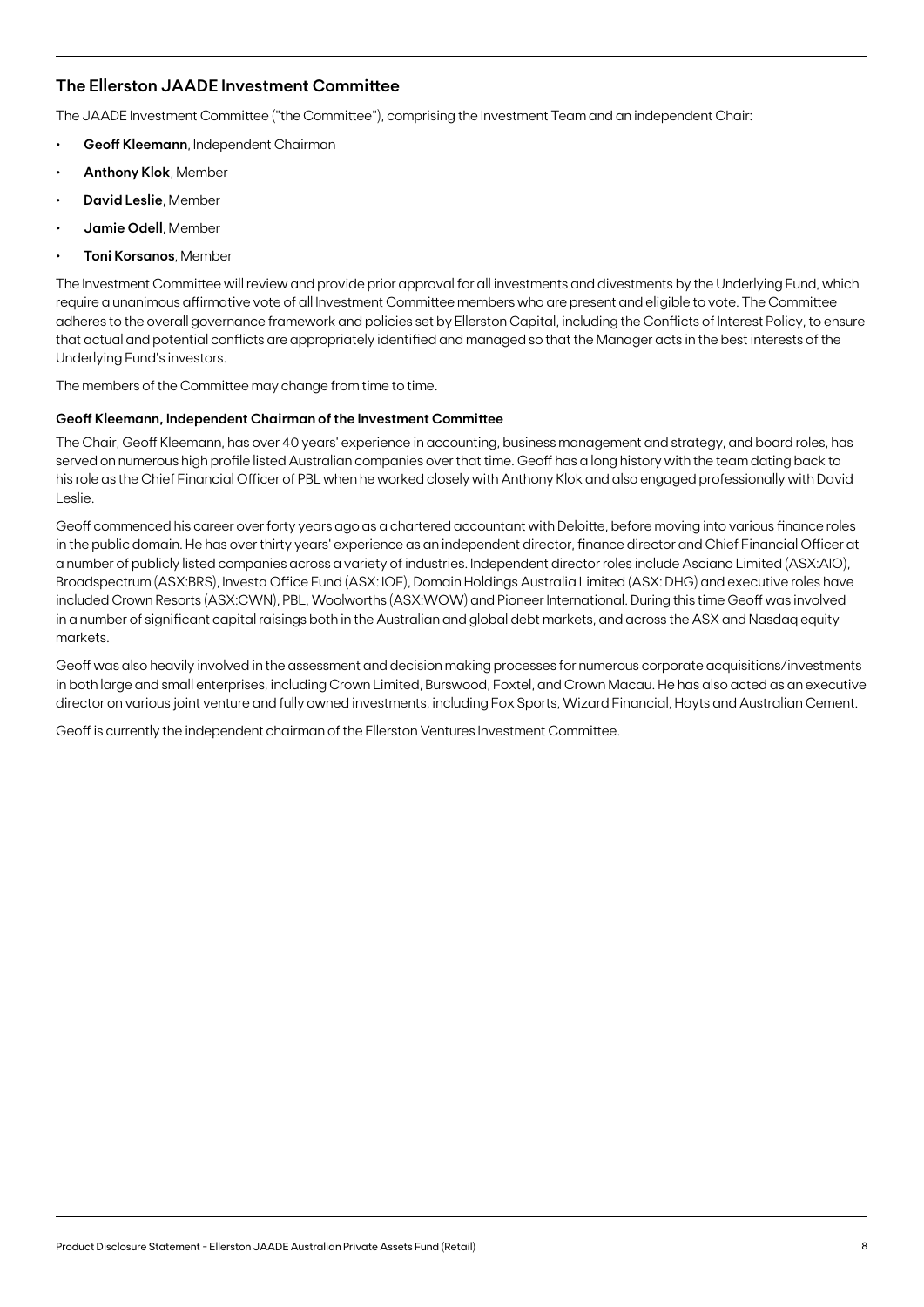## The Ellerston JAADE Investment Committee

The JAADE Investment Committee ("the Committee"), comprising the Investment Team and an independent Chair:

- **Geoff Kleemann**, Independent Chairman
- **Anthony Klok**, Member
- **David Leslie**, Member
- **Jamie Odell**, Member
- **Toni Korsanos**, Member

The Investment Committee will review and provide prior approval for all investments and divestments by the Underlying Fund, which require a unanimous affirmative vote of all Investment Committee members who are present and eligible to vote. The Committee adheres to the overall governance framework and policies set by Ellerston Capital, including the Conflicts of Interest Policy, to ensure that actual and potential conflicts are appropriately identified and managed so that the Manager acts in the best interests of the Underlying Fund's investors.

The members of the Committee may change from time to time.

### Geoff Kleemann, Independent Chairman of the Investment Committee

The Chair, Geoff Kleemann, has over 40 years' experience in accounting, business management and strategy, and board roles, has served on numerous high profile listed Australian companies over that time. Geoff has a long history with the team dating back to his role as the Chief Financial Officer of PBL when he worked closely with Anthony Klok and also engaged professionally with David Leslie.

Geoff commenced his career over forty years ago as a chartered accountant with Deloitte, before moving into various finance roles in the public domain. He has over thirty years' experience as an independent director, finance director and Chief Financial Officer at a number of publicly listed companies across a variety of industries. Independent director roles include Asciano Limited (ASX:AIO), Broadspectrum (ASX:BRS), Investa Office Fund (ASX: IOF), Domain Holdings Australia Limited (ASX: DHG) and executive roles have included Crown Resorts (ASX:CWN), PBL, Woolworths (ASX:WOW) and Pioneer International. During this time Geoff was involved in a number of significant capital raisings both in the Australian and global debt markets, and across the ASX and Nasdaq equity markets.

Geoff was also heavily involved in the assessment and decision making processes for numerous corporate acquisitions/investments in both large and small enterprises, including Crown Limited, Burswood, Foxtel, and Crown Macau. He has also acted as an executive director on various joint venture and fully owned investments, including Fox Sports, Wizard Financial, Hoyts and Australian Cement.

Geoff is currently the independent chairman of the Ellerston Ventures Investment Committee.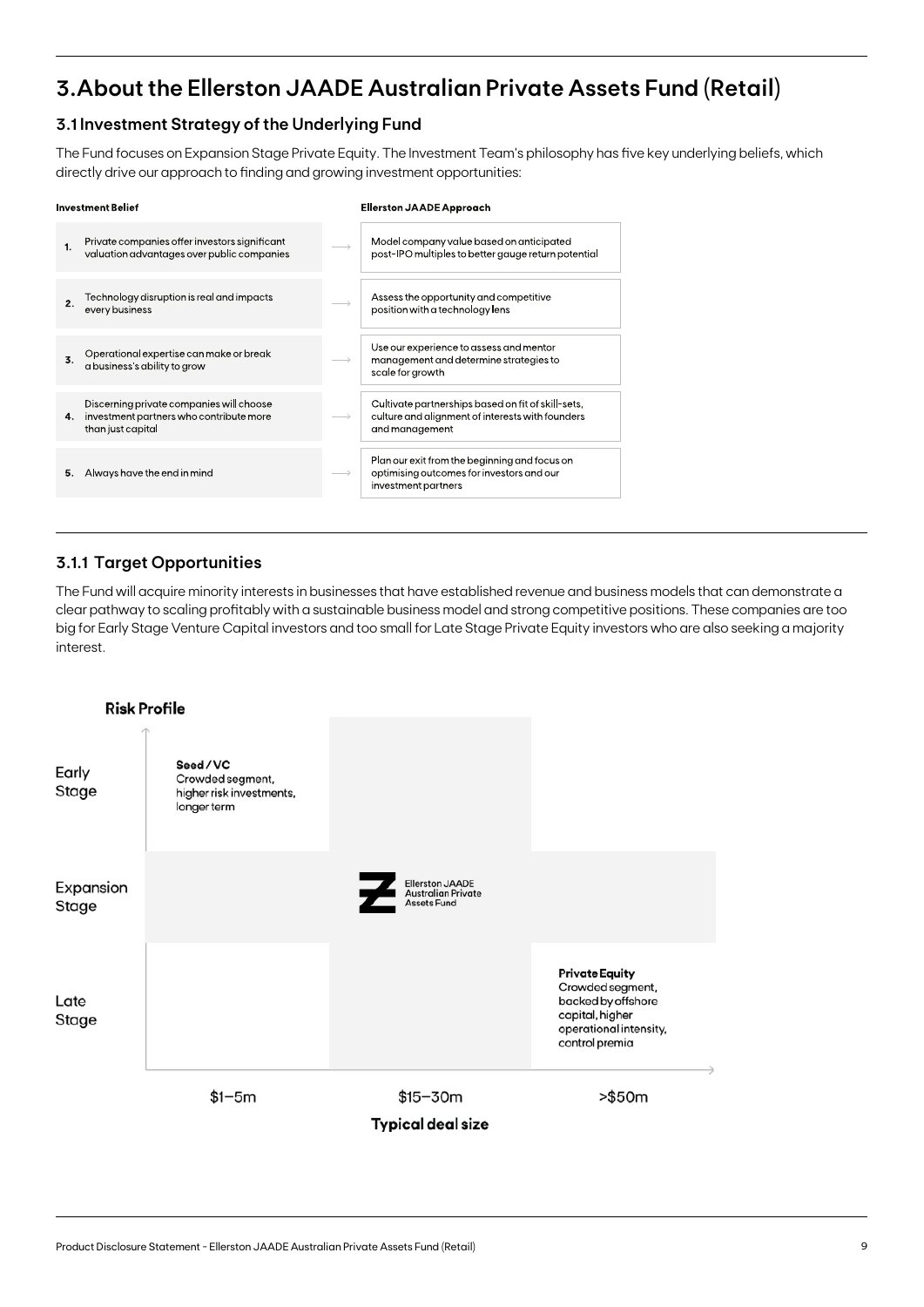# 3. About the Ellerston JAADE Australian Private Assets Fund (Retail)

## 3.1 Investment Strategy of the Underlying Fund

The Fund focuses on Expansion Stage Private Equity. The Investment Team's philosophy has five key underlying beliefs, which directly drive our approach to finding and growing investment opportunities:

| Investment Belief | | Ellerston JAADE Approach |
|---|---|---|
| 1. Private companies offer investors significant valuation advantages over public companies | ⟶ | Model company value based on anticipated post-IPO multiples to better gauge return potential |
| 2. Technology disruption is real and impacts every business | ⟶ | Assess the opportunity and competitive position with a technology lens |
| 3. Operational expertise can make or break a business's ability to grow | ⟶ | Use our experience to assess and mentor management and determine strategies to scale for growth |
| 4. Discerning private companies will choose investment partners who contribute more than just capital | ⟶ | Cultivate partnerships based on fit of skill-sets, culture and alignment of interests with founders and management |
| 5. Always have the end in mind | ⟶ | Plan our exit from the beginning and focus on optimising outcomes for investors and our investment partners |

### 3.1.1 Target Opportunities

The Fund will acquire minority interests in businesses that have established revenue and business models that can demonstrate a clear pathway to scaling profitably with a sustainable business model and strong competitive positions. These companies are too big for Early Stage Venture Capital investors and too small for Late Stage Private Equity investors who are also seeking a majority interest.

**Risk Profile**

| | $1–5m | $15–30m | >$50m |
|---|---|---|---|
| Early Stage | **Seed / VC** Crowded segment, higher risk investments, longer term | | |
| Expansion Stage | | Ellerston JAADE Australian Private Assets Fund | |
| Late Stage | | | **Private Equity** Crowded segment, backed by offshore capital, higher operational intensity, control premia |

**Typical deal size**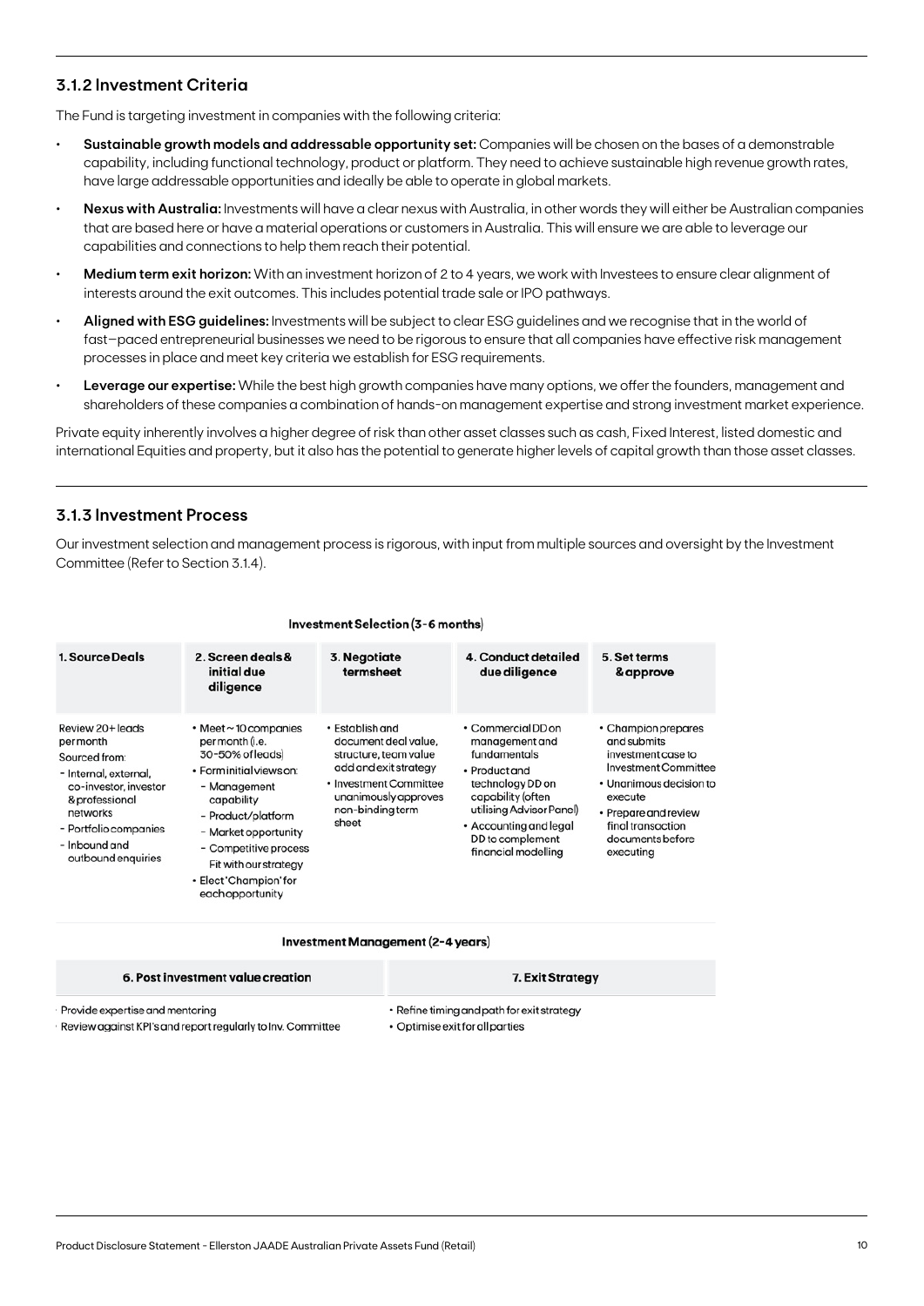### 3.1.2 Investment Criteria

The Fund is targeting investment in companies with the following criteria:

- **Sustainable growth models and addressable opportunity set:** Companies will be chosen on the bases of a demonstrable capability, including functional technology, product or platform. They need to achieve sustainable high revenue growth rates, have large addressable opportunities and ideally be able to operate in global markets.
- **Nexus with Australia:** Investments will have a clear nexus with Australia, in other words they will either be Australian companies that are based here or have a material operations or customers in Australia. This will ensure we are able to leverage our capabilities and connections to help them reach their potential.
- **Medium term exit horizon:** With an investment horizon of 2 to 4 years, we work with Investees to ensure clear alignment of interests around the exit outcomes. This includes potential trade sale or IPO pathways.
- **Aligned with ESG guidelines:** Investments will be subject to clear ESG guidelines and we recognise that in the world of fast–paced entrepreneurial businesses we need to be rigorous to ensure that all companies have effective risk management processes in place and meet key criteria we establish for ESG requirements.
- **Leverage our expertise:** While the best high growth companies have many options, we offer the founders, management and shareholders of these companies a combination of hands-on management expertise and strong investment market experience.

Private equity inherently involves a higher degree of risk than other asset classes such as cash, Fixed Interest, listed domestic and international Equities and property, but it also has the potential to generate higher levels of capital growth than those asset classes.

### 3.1.3 Investment Process

Our investment selection and management process is rigorous, with input from multiple sources and oversight by the Investment Committee (Refer to Section 3.1.4).

**Investment Selection (3-6 months)**

| 1. Source Deals | 2. Screen deals & initial due diligence | 3. Negotiate termsheet | 4. Conduct detailed due diligence | 5. Set terms & approve |
|---|---|---|---|---|
| Review 20+ leads per month<br>Sourced from:<br>- Internal, external, co-investor, investor & professional networks<br>- Portfolio companies<br>- Inbound and outbound enquiries | • Meet ~10 companies per month (i.e. 30-50% of leads)<br>• Form initial views on:<br>- Management capability<br>- Product/platform<br>- Market opportunity<br>- Competitive process<br>Fit with our strategy<br>• Elect 'Champion' for each opportunity | • Establish and document deal value, structure, team value add and exit strategy<br>• Investment Committee unanimously approves non-binding term sheet | • Commercial DD on management and fundamentals<br>• Product and technology DD on capability (often utilising Advisor Panel)<br>• Accounting and legal DD to complement financial modelling | • Champion prepares and submits investment case to Investment Committee<br>• Unanimous decision to execute<br>• Prepare and review final transaction documents before executing |

**Investment Management (2-4 years)**

| 6. Post investment value creation | 7. Exit Strategy |
|---|---|
| • Provide expertise and mentoring<br>• Review against KPI's and report regularly to Inv. Committee | • Refine timing and path for exit strategy<br>• Optimise exit for all parties |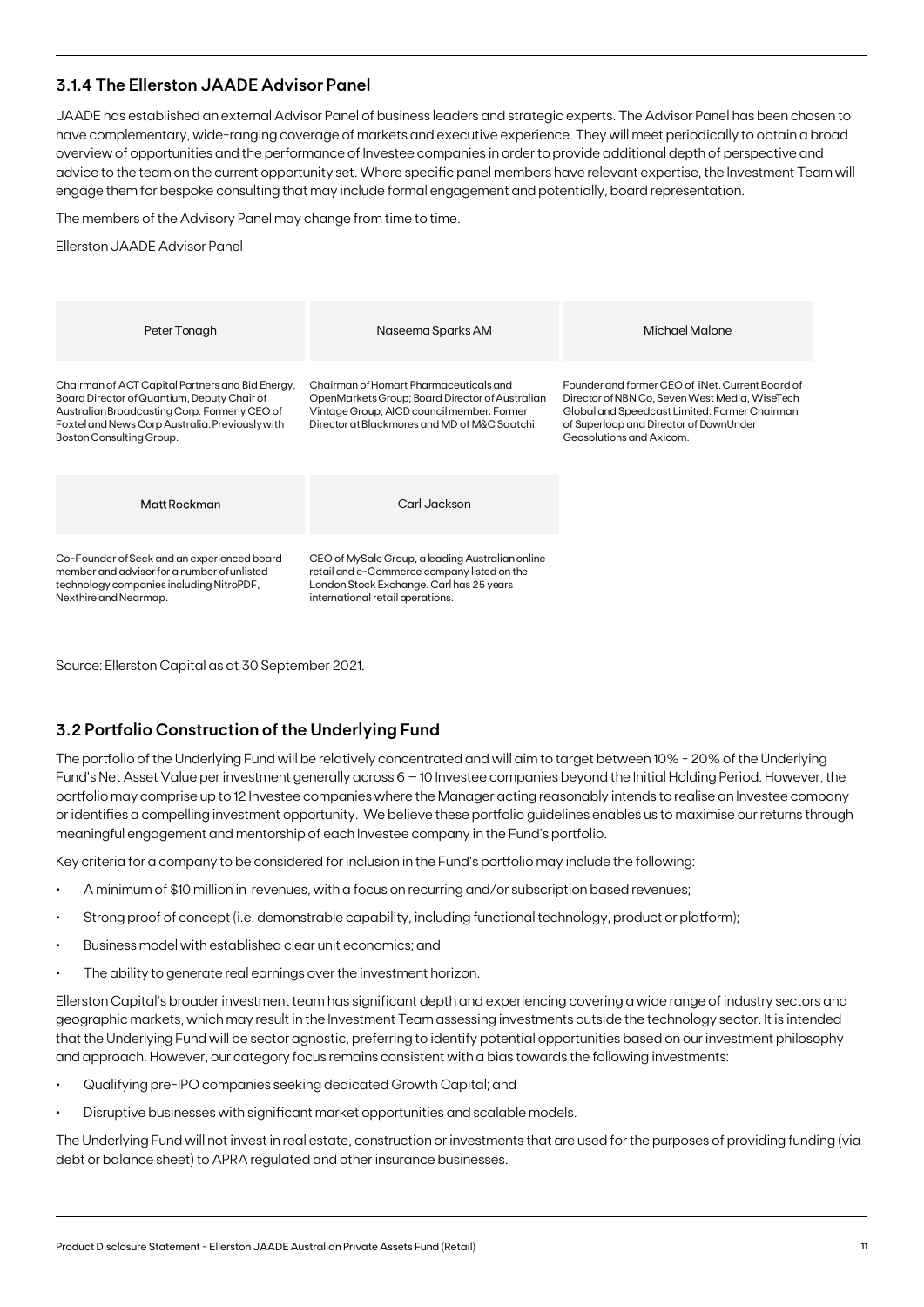### 3.1.4 The Ellerston JAADE Advisor Panel

JAADE has established an external Advisor Panel of business leaders and strategic experts. The Advisor Panel has been chosen to have complementary, wide-ranging coverage of markets and executive experience. They will meet periodically to obtain a broad overview of opportunities and the performance of Investee companies in order to provide additional depth of perspective and advice to the team on the current opportunity set. Where specific panel members have relevant expertise, the Investment Team will engage them for bespoke consulting that may include formal engagement and potentially, board representation.

The members of the Advisory Panel may change from time to time.

Ellerston JAADE Advisor Panel

| Peter Tonagh | Naseema Sparks AM | Michael Malone |
|---|---|---|
| Chairman of ACT Capital Partners and Bid Energy, Board Director of Quantium, Deputy Chair of Australian Broadcasting Corp. Formerly CEO of Foxtel and News Corp Australia. Previously with Boston Consulting Group. | Chairman of Homart Pharmaceuticals and OpenMarkets Group; Board Director of Australian Vintage Group; AICD council member. Former Director at Blackmores and MD of M&C Saatchi. | Founder and former CEO of iiNet. Current Board of Director of NBN Co, Seven West Media, WiseTech Global and Speedcast Limited. Former Chairman of Superloop and Director of DownUnder Geosolutions and Axicom. |
| **Matt Rockman** | **Carl Jackson** | |
| Co-Founder of Seek and an experienced board member and advisor for a number of unlisted technology companies including NitroPDF, Nexthire and Nearmap. | CEO of MySale Group, a leading Australian online retail and e-Commerce company listed on the London Stock Exchange. Carl has 25 years international retail operations. | |

Source: Ellerston Capital as at 30 September 2021.

## 3.2 Portfolio Construction of the Underlying Fund

The portfolio of the Underlying Fund will be relatively concentrated and will aim to target between 10% - 20% of the Underlying Fund's Net Asset Value per investment generally across 6 – 10 Investee companies beyond the Initial Holding Period. However, the portfolio may comprise up to 12 Investee companies where the Manager acting reasonably intends to realise an Investee company or identifies a compelling investment opportunity. We believe these portfolio guidelines enables us to maximise our returns through meaningful engagement and mentorship of each Investee company in the Fund's portfolio.

Key criteria for a company to be considered for inclusion in the Fund's portfolio may include the following:

- A minimum of $10 million in revenues, with a focus on recurring and/or subscription based revenues;
- Strong proof of concept (i.e. demonstrable capability, including functional technology, product or platform);
- Business model with established clear unit economics; and
- The ability to generate real earnings over the investment horizon.

Ellerston Capital's broader investment team has significant depth and experiencing covering a wide range of industry sectors and geographic markets, which may result in the Investment Team assessing investments outside the technology sector. It is intended that the Underlying Fund will be sector agnostic, preferring to identify potential opportunities based on our investment philosophy and approach. However, our category focus remains consistent with a bias towards the following investments:

- Qualifying pre-IPO companies seeking dedicated Growth Capital; and
- Disruptive businesses with significant market opportunities and scalable models.

The Underlying Fund will not invest in real estate, construction or investments that are used for the purposes of providing funding (via debt or balance sheet) to APRA regulated and other insurance businesses.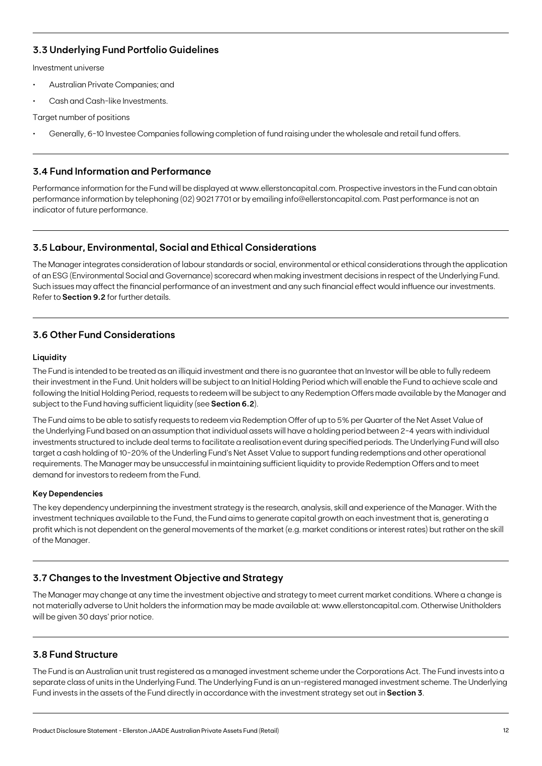## 3.3 Underlying Fund Portfolio Guidelines

Investment universe

- Australian Private Companies; and
- Cash and Cash-like Investments.

Target number of positions

- Generally, 6-10 Investee Companies following completion of fund raising under the wholesale and retail fund offers.

## 3.4 Fund Information and Performance

Performance information for the Fund will be displayed at www.ellerstoncapital.com. Prospective investors in the Fund can obtain performance information by telephoning (02) 9021 7701 or by emailing info@ellerstoncapital.com. Past performance is not an indicator of future performance.

## 3.5 Labour, Environmental, Social and Ethical Considerations

The Manager integrates consideration of labour standards or social, environmental or ethical considerations through the application of an ESG (Environmental Social and Governance) scorecard when making investment decisions in respect of the Underlying Fund. Such issues may affect the financial performance of an investment and any such financial effect would influence our investments. Refer to **Section 9.2** for further details.

## 3.6 Other Fund Considerations

#### Liquidity

The Fund is intended to be treated as an illiquid investment and there is no guarantee that an Investor will be able to fully redeem their investment in the Fund. Unit holders will be subject to an Initial Holding Period which will enable the Fund to achieve scale and following the Initial Holding Period, requests to redeem will be subject to any Redemption Offers made available by the Manager and subject to the Fund having sufficient liquidity (see **Section 6.2**).

The Fund aims to be able to satisfy requests to redeem via Redemption Offer of up to 5% per Quarter of the Net Asset Value of the Underlying Fund based on an assumption that individual assets will have a holding period between 2-4 years with individual investments structured to include deal terms to facilitate a realisation event during specified periods. The Underlying Fund will also target a cash holding of 10-20% of the Underling Fund's Net Asset Value to support funding redemptions and other operational requirements. The Manager may be unsuccessful in maintaining sufficient liquidity to provide Redemption Offers and to meet demand for investors to redeem from the Fund.

#### Key Dependencies

The key dependency underpinning the investment strategy is the research, analysis, skill and experience of the Manager. With the investment techniques available to the Fund, the Fund aims to generate capital growth on each investment that is, generating a profit which is not dependent on the general movements of the market (e.g. market conditions or interest rates) but rather on the skill of the Manager.

## 3.7 Changes to the Investment Objective and Strategy

The Manager may change at any time the investment objective and strategy to meet current market conditions. Where a change is not materially adverse to Unit holders the information may be made available at: www.ellerstoncapital.com. Otherwise Unitholders will be given 30 days' prior notice.

## 3.8 Fund Structure

The Fund is an Australian unit trust registered as a managed investment scheme under the Corporations Act. The Fund invests into a separate class of units in the Underlying Fund. The Underlying Fund is an un-registered managed investment scheme. The Underlying Fund invests in the assets of the Fund directly in accordance with the investment strategy set out in **Section 3**.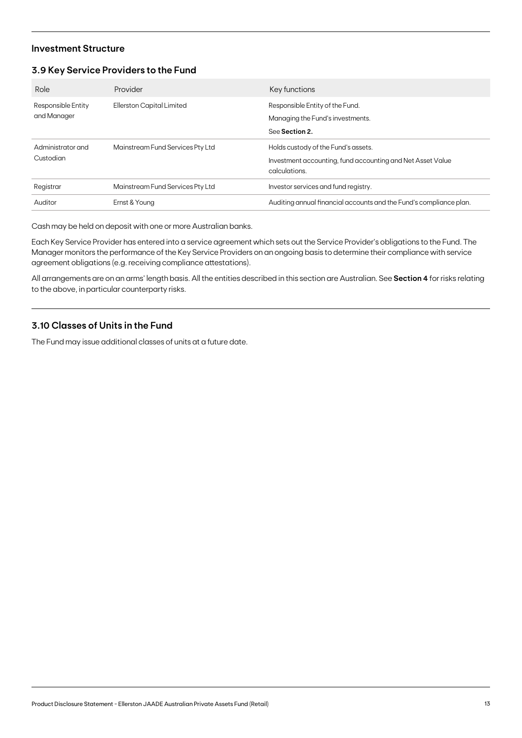## Investment Structure

### 3.9 Key Service Providers to the Fund

| Role | Provider | Key functions |
|---|---|---|
| Responsible Entity and Manager | Ellerston Capital Limited | Responsible Entity of the Fund.<br>Managing the Fund's investments.<br>See **Section 2.** |
| Administrator and Custodian | Mainstream Fund Services Pty Ltd | Holds custody of the Fund's assets.<br>Investment accounting, fund accounting and Net Asset Value calculations. |
| Registrar | Mainstream Fund Services Pty Ltd | Investor services and fund registry. |
| Auditor | Ernst & Young | Auditing annual financial accounts and the Fund's compliance plan. |

Cash may be held on deposit with one or more Australian banks.

Each Key Service Provider has entered into a service agreement which sets out the Service Provider's obligations to the Fund. The Manager monitors the performance of the Key Service Providers on an ongoing basis to determine their compliance with service agreement obligations (e.g. receiving compliance attestations).

All arrangements are on an arms' length basis. All the entities described in this section are Australian. See **Section 4** for risks relating to the above, in particular counterparty risks.

### 3.10 Classes of Units in the Fund

The Fund may issue additional classes of units at a future date.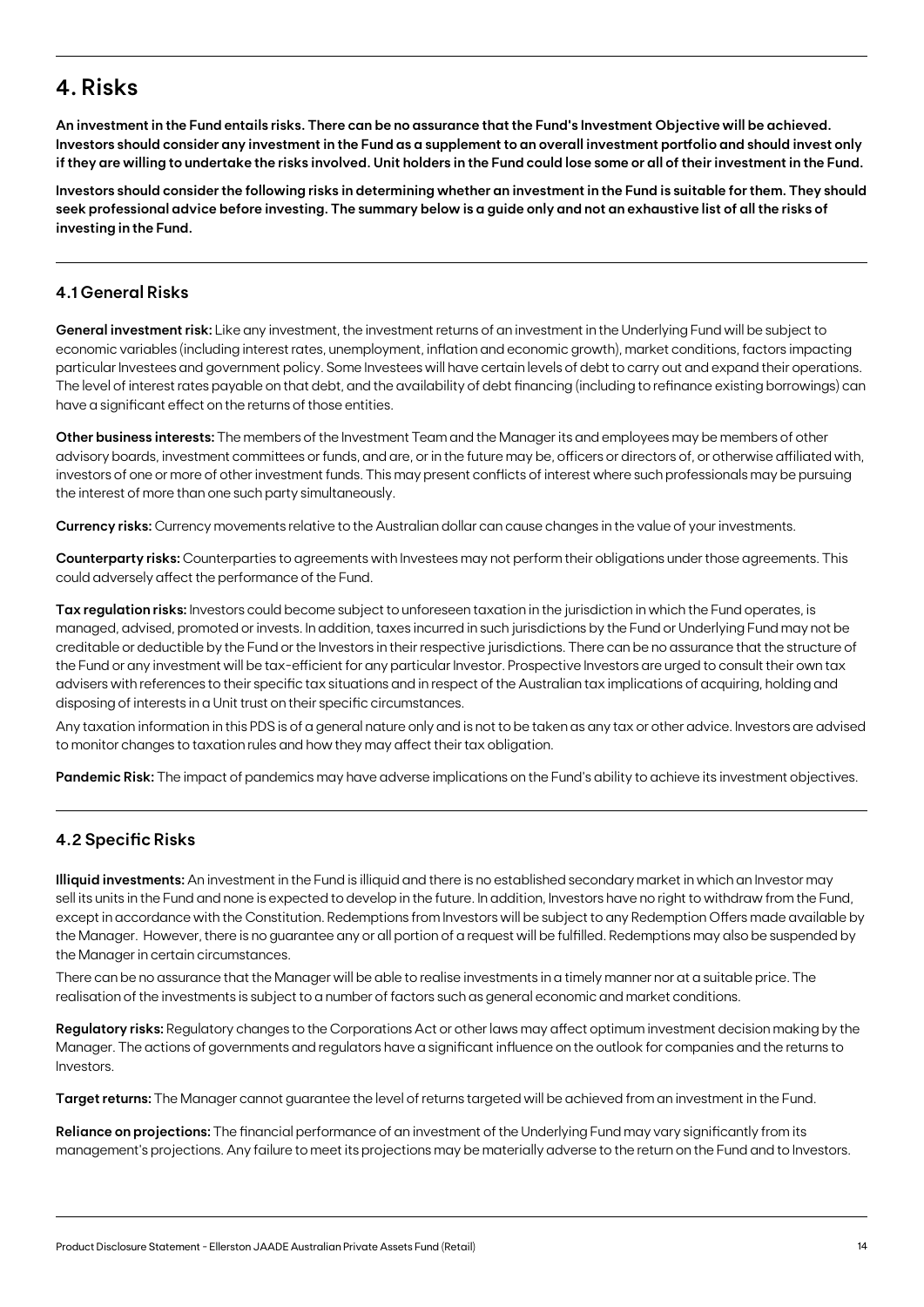# 4. Risks

**An investment in the Fund entails risks. There can be no assurance that the Fund's Investment Objective will be achieved. Investors should consider any investment in the Fund as a supplement to an overall investment portfolio and should invest only if they are willing to undertake the risks involved. Unit holders in the Fund could lose some or all of their investment in the Fund.**

**Investors should consider the following risks in determining whether an investment in the Fund is suitable for them. They should seek professional advice before investing. The summary below is a guide only and not an exhaustive list of all the risks of investing in the Fund.**

## 4.1 General Risks

**General investment risk:** Like any investment, the investment returns of an investment in the Underlying Fund will be subject to economic variables (including interest rates, unemployment, inflation and economic growth), market conditions, factors impacting particular Investees and government policy. Some Investees will have certain levels of debt to carry out and expand their operations. The level of interest rates payable on that debt, and the availability of debt financing (including to refinance existing borrowings) can have a significant effect on the returns of those entities.

**Other business interests:** The members of the Investment Team and the Manager its and employees may be members of other advisory boards, investment committees or funds, and are, or in the future may be, officers or directors of, or otherwise affiliated with, investors of one or more of other investment funds. This may present conflicts of interest where such professionals may be pursuing the interest of more than one such party simultaneously.

**Currency risks:** Currency movements relative to the Australian dollar can cause changes in the value of your investments.

**Counterparty risks:** Counterparties to agreements with Investees may not perform their obligations under those agreements. This could adversely affect the performance of the Fund.

**Tax regulation risks:** Investors could become subject to unforeseen taxation in the jurisdiction in which the Fund operates, is managed, advised, promoted or invests. In addition, taxes incurred in such jurisdictions by the Fund or Underlying Fund may not be creditable or deductible by the Fund or the Investors in their respective jurisdictions. There can be no assurance that the structure of the Fund or any investment will be tax-efficient for any particular Investor. Prospective Investors are urged to consult their own tax advisers with references to their specific tax situations and in respect of the Australian tax implications of acquiring, holding and disposing of interests in a Unit trust on their specific circumstances.

Any taxation information in this PDS is of a general nature only and is not to be taken as any tax or other advice. Investors are advised to monitor changes to taxation rules and how they may affect their tax obligation.

**Pandemic Risk:** The impact of pandemics may have adverse implications on the Fund's ability to achieve its investment objectives.

## 4.2 Specific Risks

**Illiquid investments:** An investment in the Fund is illiquid and there is no established secondary market in which an Investor may sell its units in the Fund and none is expected to develop in the future. In addition, Investors have no right to withdraw from the Fund, except in accordance with the Constitution. Redemptions from Investors will be subject to any Redemption Offers made available by the Manager. However, there is no guarantee any or all portion of a request will be fulfilled. Redemptions may also be suspended by the Manager in certain circumstances.

There can be no assurance that the Manager will be able to realise investments in a timely manner nor at a suitable price. The realisation of the investments is subject to a number of factors such as general economic and market conditions.

**Regulatory risks:** Regulatory changes to the Corporations Act or other laws may affect optimum investment decision making by the Manager. The actions of governments and regulators have a significant influence on the outlook for companies and the returns to Investors.

**Target returns:** The Manager cannot guarantee the level of returns targeted will be achieved from an investment in the Fund.

**Reliance on projections:** The financial performance of an investment of the Underlying Fund may vary significantly from its management's projections. Any failure to meet its projections may be materially adverse to the return on the Fund and to Investors.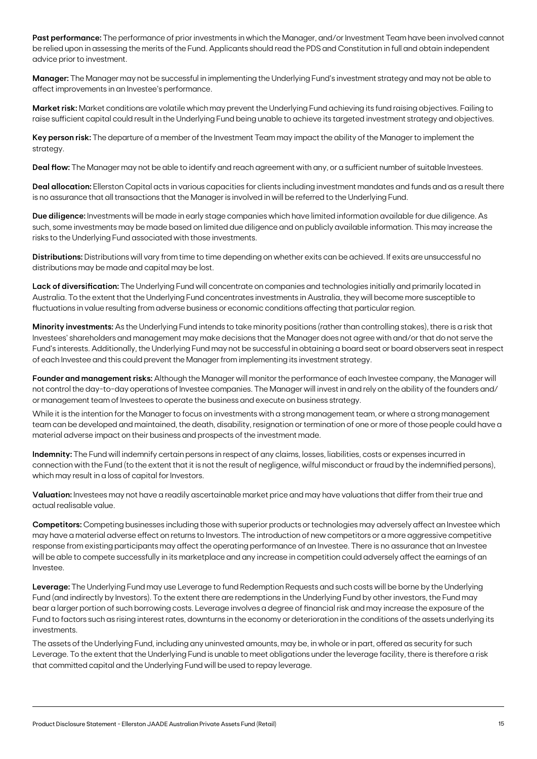**Past performance:** The performance of prior investments in which the Manager, and/or Investment Team have been involved cannot be relied upon in assessing the merits of the Fund. Applicants should read the PDS and Constitution in full and obtain independent advice prior to investment.

**Manager:** The Manager may not be successful in implementing the Underlying Fund's investment strategy and may not be able to affect improvements in an Investee's performance.

**Market risk:** Market conditions are volatile which may prevent the Underlying Fund achieving its fund raising objectives. Failing to raise sufficient capital could result in the Underlying Fund being unable to achieve its targeted investment strategy and objectives.

**Key person risk:** The departure of a member of the Investment Team may impact the ability of the Manager to implement the strategy.

**Deal flow:** The Manager may not be able to identify and reach agreement with any, or a sufficient number of suitable Investees.

**Deal allocation:** Ellerston Capital acts in various capacities for clients including investment mandates and funds and as a result there is no assurance that all transactions that the Manager is involved in will be referred to the Underlying Fund.

**Due diligence:** Investments will be made in early stage companies which have limited information available for due diligence. As such, some investments may be made based on limited due diligence and on publicly available information. This may increase the risks to the Underlying Fund associated with those investments.

**Distributions:** Distributions will vary from time to time depending on whether exits can be achieved. If exits are unsuccessful no distributions may be made and capital may be lost.

**Lack of diversification:** The Underlying Fund will concentrate on companies and technologies initially and primarily located in Australia. To the extent that the Underlying Fund concentrates investments in Australia, they will become more susceptible to fluctuations in value resulting from adverse business or economic conditions affecting that particular region.

**Minority investments:** As the Underlying Fund intends to take minority positions (rather than controlling stakes), there is a risk that Investees' shareholders and management may make decisions that the Manager does not agree with and/or that do not serve the Fund's interests. Additionally, the Underlying Fund may not be successful in obtaining a board seat or board observers seat in respect of each Investee and this could prevent the Manager from implementing its investment strategy.

**Founder and management risks:** Although the Manager will monitor the performance of each Investee company, the Manager will not control the day-to-day operations of Investee companies. The Manager will invest in and rely on the ability of the founders and/or management team of Investees to operate the business and execute on business strategy.

While it is the intention for the Manager to focus on investments with a strong management team, or where a strong management team can be developed and maintained, the death, disability, resignation or termination of one or more of those people could have a material adverse impact on their business and prospects of the investment made.

**Indemnity:** The Fund will indemnify certain persons in respect of any claims, losses, liabilities, costs or expenses incurred in connection with the Fund (to the extent that it is not the result of negligence, wilful misconduct or fraud by the indemnified persons), which may result in a loss of capital for Investors.

**Valuation:** Investees may not have a readily ascertainable market price and may have valuations that differ from their true and actual realisable value.

**Competitors:** Competing businesses including those with superior products or technologies may adversely affect an Investee which may have a material adverse effect on returns to Investors. The introduction of new competitors or a more aggressive competitive response from existing participants may affect the operating performance of an Investee. There is no assurance that an Investee will be able to compete successfully in its marketplace and any increase in competition could adversely affect the earnings of an Investee.

**Leverage:** The Underlying Fund may use Leverage to fund Redemption Requests and such costs will be borne by the Underlying Fund (and indirectly by Investors). To the extent there are redemptions in the Underlying Fund by other investors, the Fund may bear a larger portion of such borrowing costs. Leverage involves a degree of financial risk and may increase the exposure of the Fund to factors such as rising interest rates, downturns in the economy or deterioration in the conditions of the assets underlying its investments.

The assets of the Underlying Fund, including any uninvested amounts, may be, in whole or in part, offered as security for such Leverage. To the extent that the Underlying Fund is unable to meet obligations under the leverage facility, there is therefore a risk that committed capital and the Underlying Fund will be used to repay leverage.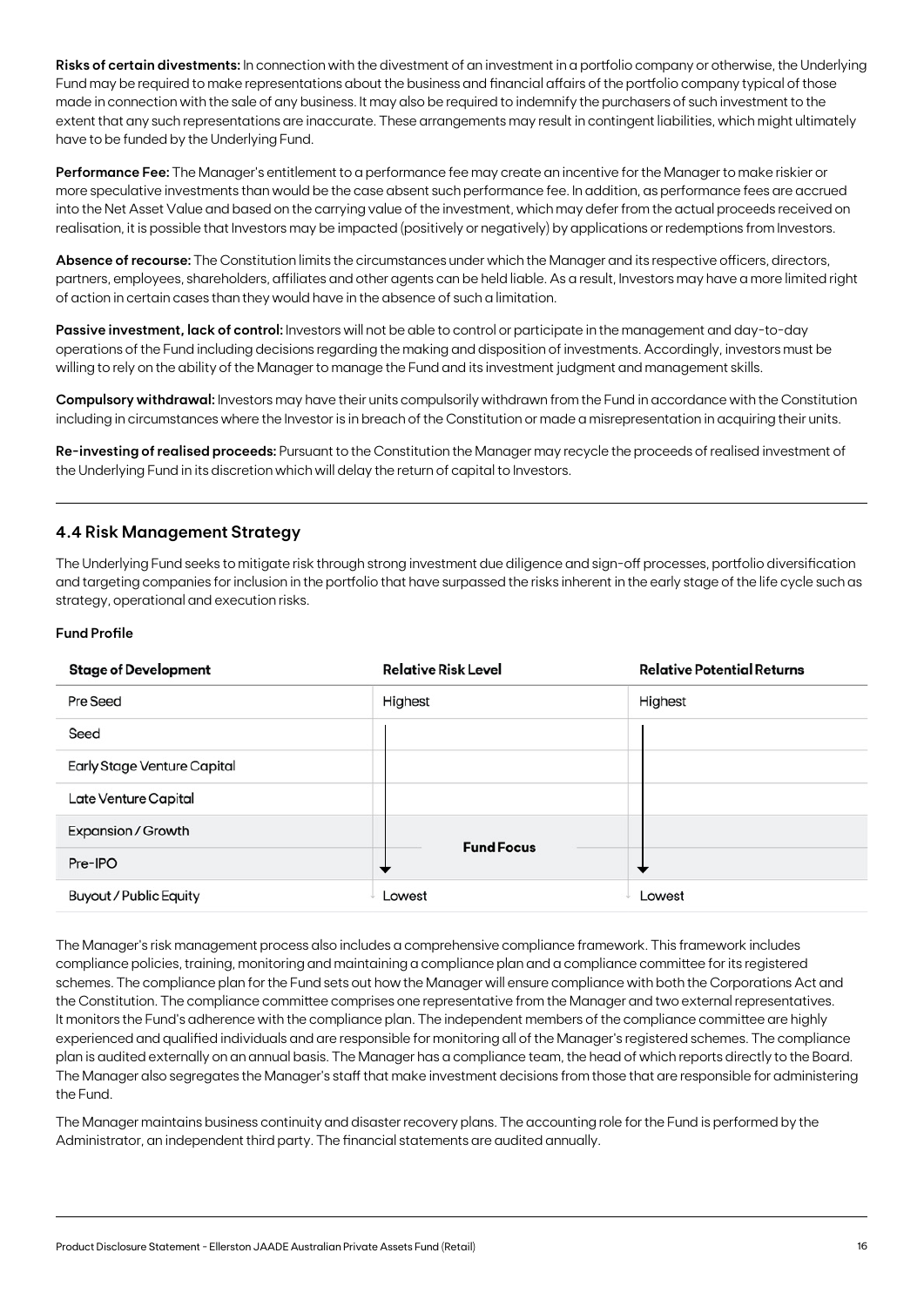**Risks of certain divestments:** In connection with the divestment of an investment in a portfolio company or otherwise, the Underlying Fund may be required to make representations about the business and financial affairs of the portfolio company typical of those made in connection with the sale of any business. It may also be required to indemnify the purchasers of such investment to the extent that any such representations are inaccurate. These arrangements may result in contingent liabilities, which might ultimately have to be funded by the Underlying Fund.

**Performance Fee:** The Manager's entitlement to a performance fee may create an incentive for the Manager to make riskier or more speculative investments than would be the case absent such performance fee. In addition, as performance fees are accrued into the Net Asset Value and based on the carrying value of the investment, which may defer from the actual proceeds received on realisation, it is possible that Investors may be impacted (positively or negatively) by applications or redemptions from Investors.

**Absence of recourse:** The Constitution limits the circumstances under which the Manager and its respective officers, directors, partners, employees, shareholders, affiliates and other agents can be held liable. As a result, Investors may have a more limited right of action in certain cases than they would have in the absence of such a limitation.

**Passive investment, lack of control:** Investors will not be able to control or participate in the management and day-to-day operations of the Fund including decisions regarding the making and disposition of investments. Accordingly, investors must be willing to rely on the ability of the Manager to manage the Fund and its investment judgment and management skills.

**Compulsory withdrawal:** Investors may have their units compulsorily withdrawn from the Fund in accordance with the Constitution including in circumstances where the Investor is in breach of the Constitution or made a misrepresentation in acquiring their units.

**Re-investing of realised proceeds:** Pursuant to the Constitution the Manager may recycle the proceeds of realised investment of the Underlying Fund in its discretion which will delay the return of capital to Investors.

## 4.4 Risk Management Strategy

The Underlying Fund seeks to mitigate risk through strong investment due diligence and sign-off processes, portfolio diversification and targeting companies for inclusion in the portfolio that have surpassed the risks inherent in the early stage of the life cycle such as strategy, operational and execution risks.

**Fund Profile**

| Stage of Development | Relative Risk Level | Relative Potential Returns |
|---|---|---|
| Pre Seed | Highest | Highest |
| Seed | | |
| Early Stage Venture Capital | | |
| Late Venture Capital | | |
| Expansion / Growth | Fund Focus | |
| Pre-IPO | | |
| Buyout / Public Equity | Lowest | Lowest |

The Manager's risk management process also includes a comprehensive compliance framework. This framework includes compliance policies, training, monitoring and maintaining a compliance plan and a compliance committee for its registered schemes. The compliance plan for the Fund sets out how the Manager will ensure compliance with both the Corporations Act and the Constitution. The compliance committee comprises one representative from the Manager and two external representatives. It monitors the Fund's adherence with the compliance plan. The independent members of the compliance committee are highly experienced and qualified individuals and are responsible for monitoring all of the Manager's registered schemes. The compliance plan is audited externally on an annual basis. The Manager has a compliance team, the head of which reports directly to the Board. The Manager also segregates the Manager's staff that make investment decisions from those that are responsible for administering the Fund.

The Manager maintains business continuity and disaster recovery plans. The accounting role for the Fund is performed by the Administrator, an independent third party. The financial statements are audited annually.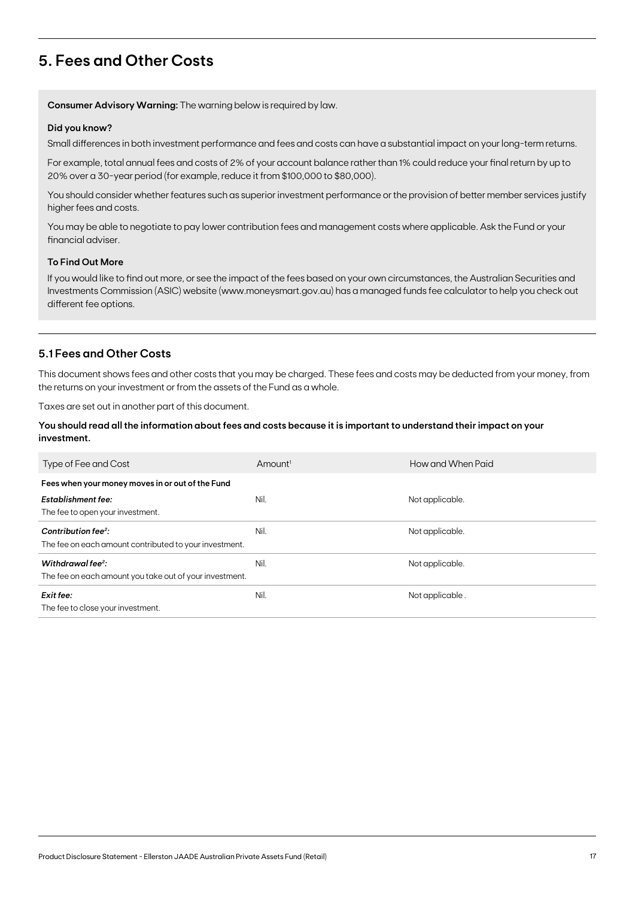## 5. Fees and Other Costs

**Consumer Advisory Warning:** The warning below is required by law.

**Did you know?**

Small differences in both investment performance and fees and costs can have a substantial impact on your long-term returns.

For example, total annual fees and costs of 2% of your account balance rather than 1% could reduce your final return by up to 20% over a 30-year period (for example, reduce it from $100,000 to $80,000).

You should consider whether features such as superior investment performance or the provision of better member services justify higher fees and costs.

You may be able to negotiate to pay lower contribution fees and management costs where applicable. Ask the Fund or your financial adviser.

**To Find Out More**

If you would like to find out more, or see the impact of the fees based on your own circumstances, the Australian Securities and Investments Commission (ASIC) website (www.moneysmart.gov.au) has a managed funds fee calculator to help you check out different fee options.

### 5.1 Fees and Other Costs

This document shows fees and other costs that you may be charged. These fees and costs may be deducted from your money, from the returns on your investment or from the assets of the Fund as a whole.

Taxes are set out in another part of this document.

**You should read all the information about fees and costs because it is important to understand their impact on your investment.**

| Type of Fee and Cost | Amount[1] | How and When Paid |
|---|---|---|
| **Fees when your money moves in or out of the Fund** | | |
| ***Establishment fee:*** The fee to open your investment. | Nil. | Not applicable. |
| ***Contribution fee[2]:*** The fee on each amount contributed to your investment. | Nil. | Not applicable. |
| ***Withdrawal fee[2]:*** The fee on each amount you take out of your investment. | Nil. | Not applicable. |
| ***Exit fee:*** The fee to close your investment. | Nil. | Not applicable . |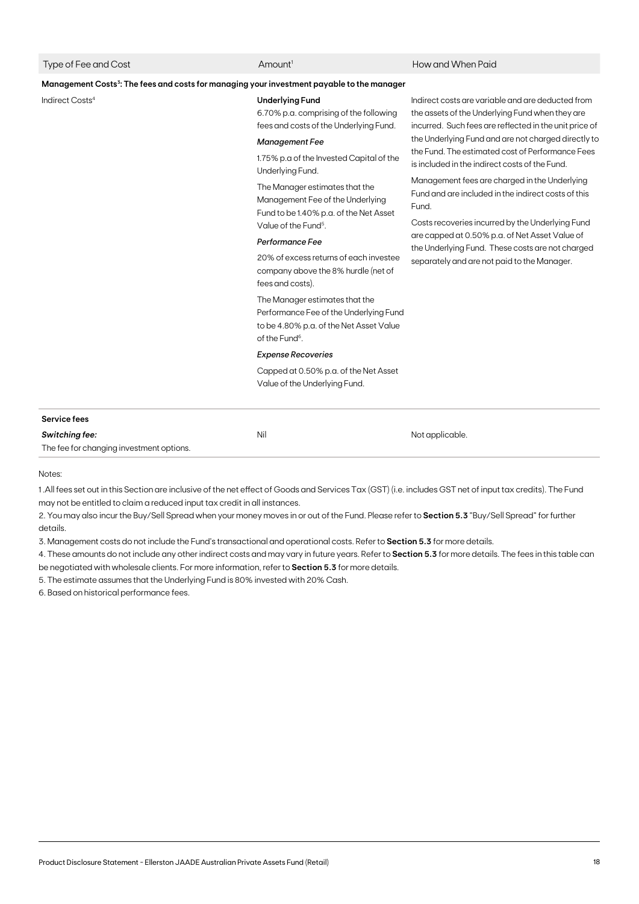| Type of Fee and Cost | Amount[1] | How and When Paid |
|---|---|---|
| **Management Costs[3]: The fees and costs for managing your investment payable to the manager** | | |
| Indirect Costs[4] | **Underlying Fund**<br>6.70% p.a. comprising of the following fees and costs of the Underlying Fund.<br>*Management Fee*<br>1.75% p.a of the Invested Capital of the Underlying Fund.<br>The Manager estimates that the Management Fee of the Underlying Fund to be 1.40% p.a. of the Net Asset Value of the Fund[5].<br>*Performance Fee*<br>20% of excess returns of each investee company above the 8% hurdle (net of fees and costs).<br>The Manager estimates that the Performance Fee of the Underlying Fund to be 4.80% p.a. of the Net Asset Value of the Fund[6].<br>*Expense Recoveries*<br>Capped at 0.50% p.a. of the Net Asset Value of the Underlying Fund. | Indirect costs are variable and are deducted from the assets of the Underlying Fund when they are incurred. Such fees are reflected in the unit price of the Underlying Fund and are not charged directly to the Fund. The estimated cost of Performance Fees is included in the indirect costs of the Fund.<br>Management fees are charged in the Underlying Fund and are included in the indirect costs of this Fund.<br>Costs recoveries incurred by the Underlying Fund are capped at 0.50% p.a. of Net Asset Value of the Underlying Fund. These costs are not charged separately and are not paid to the Manager. |
| **Service fees** | | |
| ***Switching fee:***<br>The fee for changing investment options. | Nil | Not applicable. |

Notes:

1 .All fees set out in this Section are inclusive of the net effect of Goods and Services Tax (GST) (i.e. includes GST net of input tax credits). The Fund may not be entitled to claim a reduced input tax credit in all instances.

2. You may also incur the Buy/Sell Spread when your money moves in or out of the Fund. Please refer to **Section 5.3** "Buy/Sell Spread" for further details.

3. Management costs do not include the Fund's transactional and operational costs. Refer to **Section 5.3** for more details.

4. These amounts do not include any other indirect costs and may vary in future years. Refer to **Section 5.3** for more details. The fees in this table can be negotiated with wholesale clients. For more information, refer to **Section 5.3** for more details.

5. The estimate assumes that the Underlying Fund is 80% invested with 20% Cash.

6. Based on historical performance fees.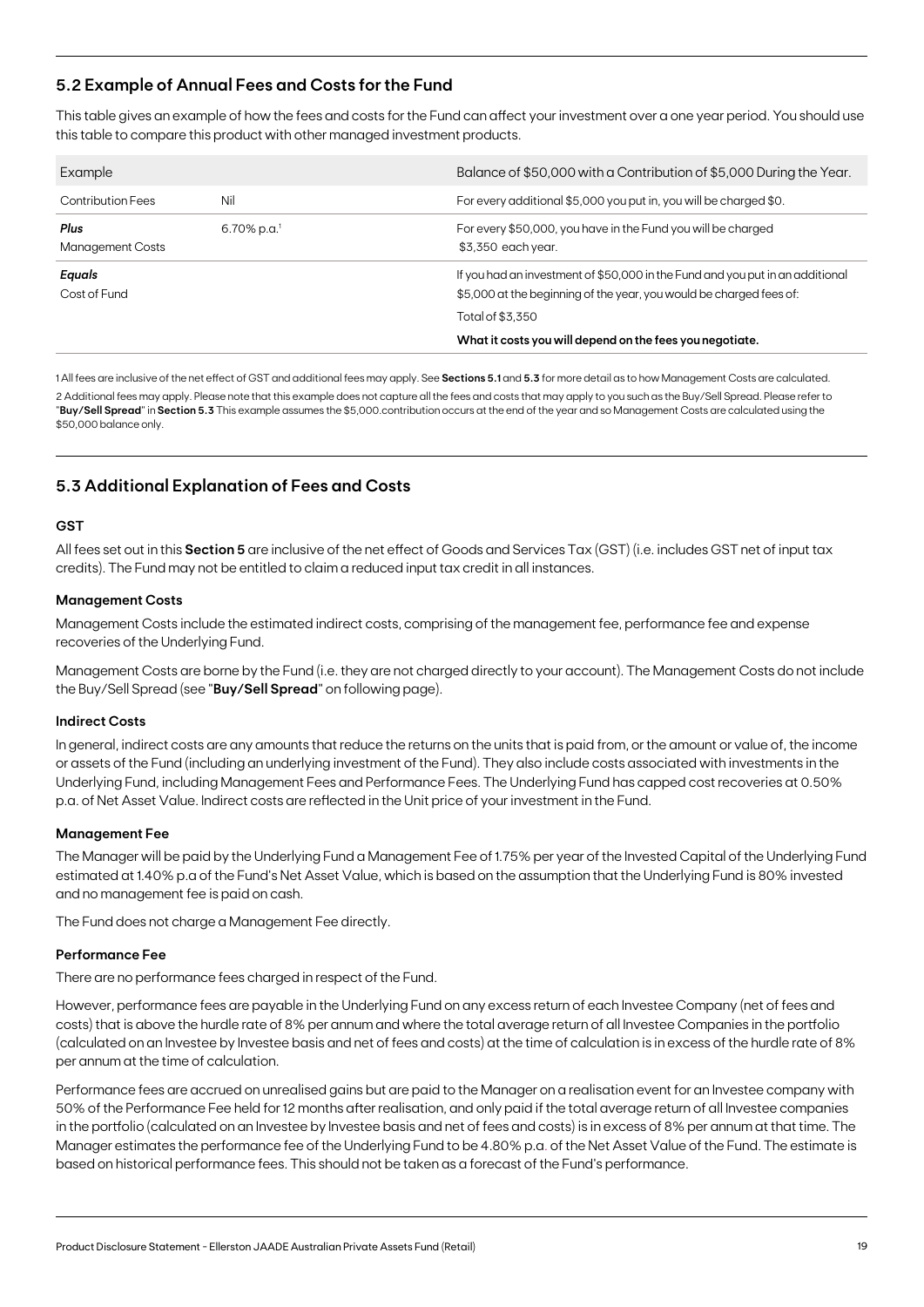## 5.2 Example of Annual Fees and Costs for the Fund

This table gives an example of how the fees and costs for the Fund can affect your investment over a one year period. You should use this table to compare this product with other managed investment products.

| Example | | Balance of $50,000 with a Contribution of $5,000 During the Year. |
|---|---|---|
| Contribution Fees | Nil | For every additional $5,000 you put in, you will be charged $0. |
| ***Plus*** Management Costs | 6.70% p.a.[1] | For every $50,000, you have in the Fund you will be charged $3,350 each year. |
| ***Equals*** Cost of Fund | | If you had an investment of $50,000 in the Fund and you put in an additional $5,000 at the beginning of the year, you would be charged fees of: Total of $3,350 **What it costs you will depend on the fees you negotiate.** |

1 All fees are inclusive of the net effect of GST and additional fees may apply. See **Sections 5.1** and **5.3** for more detail as to how Management Costs are calculated.

2 Additional fees may apply. Please note that this example does not capture all the fees and costs that may apply to you such as the Buy/Sell Spread. Please refer to "**Buy/Sell Spread**" in **Section 5.3** This example assumes the $5,000.contribution occurs at the end of the year and so Management Costs are calculated using the $50,000 balance only.

## 5.3 Additional Explanation of Fees and Costs

### GST

All fees set out in this **Section 5** are inclusive of the net effect of Goods and Services Tax (GST) (i.e. includes GST net of input tax credits). The Fund may not be entitled to claim a reduced input tax credit in all instances.

### Management Costs

Management Costs include the estimated indirect costs, comprising of the management fee, performance fee and expense recoveries of the Underlying Fund.

Management Costs are borne by the Fund (i.e. they are not charged directly to your account). The Management Costs do not include the Buy/Sell Spread (see "**Buy/Sell Spread**" on following page).

### Indirect Costs

In general, indirect costs are any amounts that reduce the returns on the units that is paid from, or the amount or value of, the income or assets of the Fund (including an underlying investment of the Fund). They also include costs associated with investments in the Underlying Fund, including Management Fees and Performance Fees. The Underlying Fund has capped cost recoveries at 0.50% p.a. of Net Asset Value. Indirect costs are reflected in the Unit price of your investment in the Fund.

### Management Fee

The Manager will be paid by the Underlying Fund a Management Fee of 1.75% per year of the Invested Capital of the Underlying Fund estimated at 1.40% p.a of the Fund's Net Asset Value, which is based on the assumption that the Underlying Fund is 80% invested and no management fee is paid on cash.

The Fund does not charge a Management Fee directly.

### Performance Fee

There are no performance fees charged in respect of the Fund.

However, performance fees are payable in the Underlying Fund on any excess return of each Investee Company (net of fees and costs) that is above the hurdle rate of 8% per annum and where the total average return of all Investee Companies in the portfolio (calculated on an Investee by Investee basis and net of fees and costs) at the time of calculation is in excess of the hurdle rate of 8% per annum at the time of calculation.

Performance fees are accrued on unrealised gains but are paid to the Manager on a realisation event for an Investee company with 50% of the Performance Fee held for 12 months after realisation, and only paid if the total average return of all Investee companies in the portfolio (calculated on an Investee by Investee basis and net of fees and costs) is in excess of 8% per annum at that time. The Manager estimates the performance fee of the Underlying Fund to be 4.80% p.a. of the Net Asset Value of the Fund. The estimate is based on historical performance fees. This should not be taken as a forecast of the Fund's performance.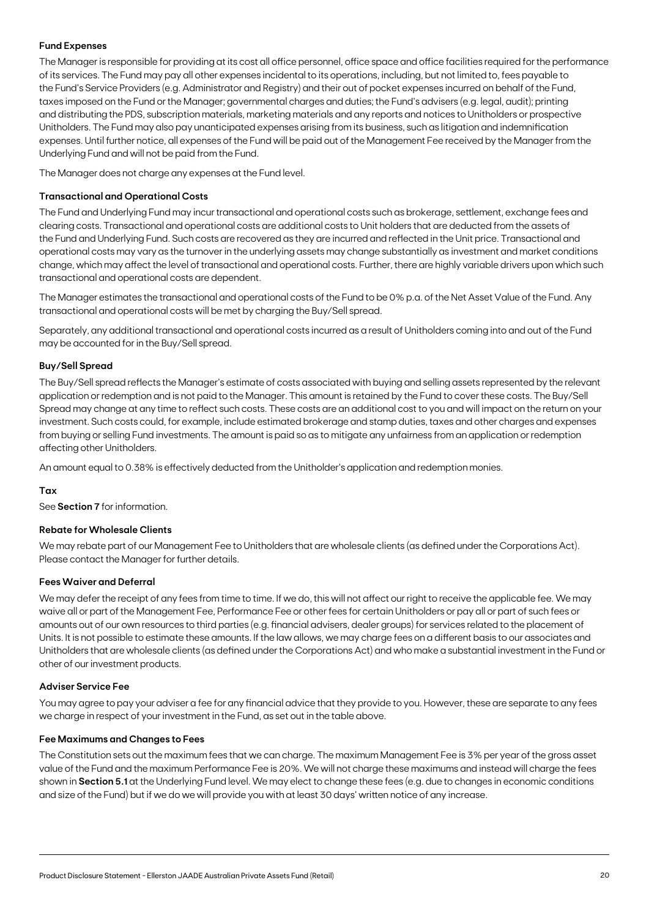### Fund Expenses

The Manager is responsible for providing at its cost all office personnel, office space and office facilities required for the performance of its services. The Fund may pay all other expenses incidental to its operations, including, but not limited to, fees payable to the Fund's Service Providers (e.g. Administrator and Registry) and their out of pocket expenses incurred on behalf of the Fund, taxes imposed on the Fund or the Manager; governmental charges and duties; the Fund's advisers (e.g. legal, audit); printing and distributing the PDS, subscription materials, marketing materials and any reports and notices to Unitholders or prospective Unitholders. The Fund may also pay unanticipated expenses arising from its business, such as litigation and indemnification expenses. Until further notice, all expenses of the Fund will be paid out of the Management Fee received by the Manager from the Underlying Fund and will not be paid from the Fund.

The Manager does not charge any expenses at the Fund level.

### Transactional and Operational Costs

The Fund and Underlying Fund may incur transactional and operational costs such as brokerage, settlement, exchange fees and clearing costs. Transactional and operational costs are additional costs to Unit holders that are deducted from the assets of the Fund and Underlying Fund. Such costs are recovered as they are incurred and reflected in the Unit price. Transactional and operational costs may vary as the turnover in the underlying assets may change substantially as investment and market conditions change, which may affect the level of transactional and operational costs. Further, there are highly variable drivers upon which such transactional and operational costs are dependent.

The Manager estimates the transactional and operational costs of the Fund to be 0% p.a. of the Net Asset Value of the Fund. Any transactional and operational costs will be met by charging the Buy/Sell spread.

Separately, any additional transactional and operational costs incurred as a result of Unitholders coming into and out of the Fund may be accounted for in the Buy/Sell spread.

### Buy/Sell Spread

The Buy/Sell spread reflects the Manager's estimate of costs associated with buying and selling assets represented by the relevant application or redemption and is not paid to the Manager. This amount is retained by the Fund to cover these costs. The Buy/Sell Spread may change at any time to reflect such costs. These costs are an additional cost to you and will impact on the return on your investment. Such costs could, for example, include estimated brokerage and stamp duties, taxes and other charges and expenses from buying or selling Fund investments. The amount is paid so as to mitigate any unfairness from an application or redemption affecting other Unitholders.

An amount equal to 0.38% is effectively deducted from the Unitholder's application and redemption monies.

### Tax

See **Section 7** for information.

### Rebate for Wholesale Clients

We may rebate part of our Management Fee to Unitholders that are wholesale clients (as defined under the Corporations Act). Please contact the Manager for further details.

### Fees Waiver and Deferral

We may defer the receipt of any fees from time to time. If we do, this will not affect our right to receive the applicable fee. We may waive all or part of the Management Fee, Performance Fee or other fees for certain Unitholders or pay all or part of such fees or amounts out of our own resources to third parties (e.g. financial advisers, dealer groups) for services related to the placement of Units. It is not possible to estimate these amounts. If the law allows, we may charge fees on a different basis to our associates and Unitholders that are wholesale clients (as defined under the Corporations Act) and who make a substantial investment in the Fund or other of our investment products.

### Adviser Service Fee

You may agree to pay your adviser a fee for any financial advice that they provide to you. However, these are separate to any fees we charge in respect of your investment in the Fund, as set out in the table above.

### Fee Maximums and Changes to Fees

The Constitution sets out the maximum fees that we can charge. The maximum Management Fee is 3% per year of the gross asset value of the Fund and the maximum Performance Fee is 20%. We will not charge these maximums and instead will charge the fees shown in **Section 5.1** at the Underlying Fund level. We may elect to change these fees (e.g. due to changes in economic conditions and size of the Fund) but if we do we will provide you with at least 30 days' written notice of any increase.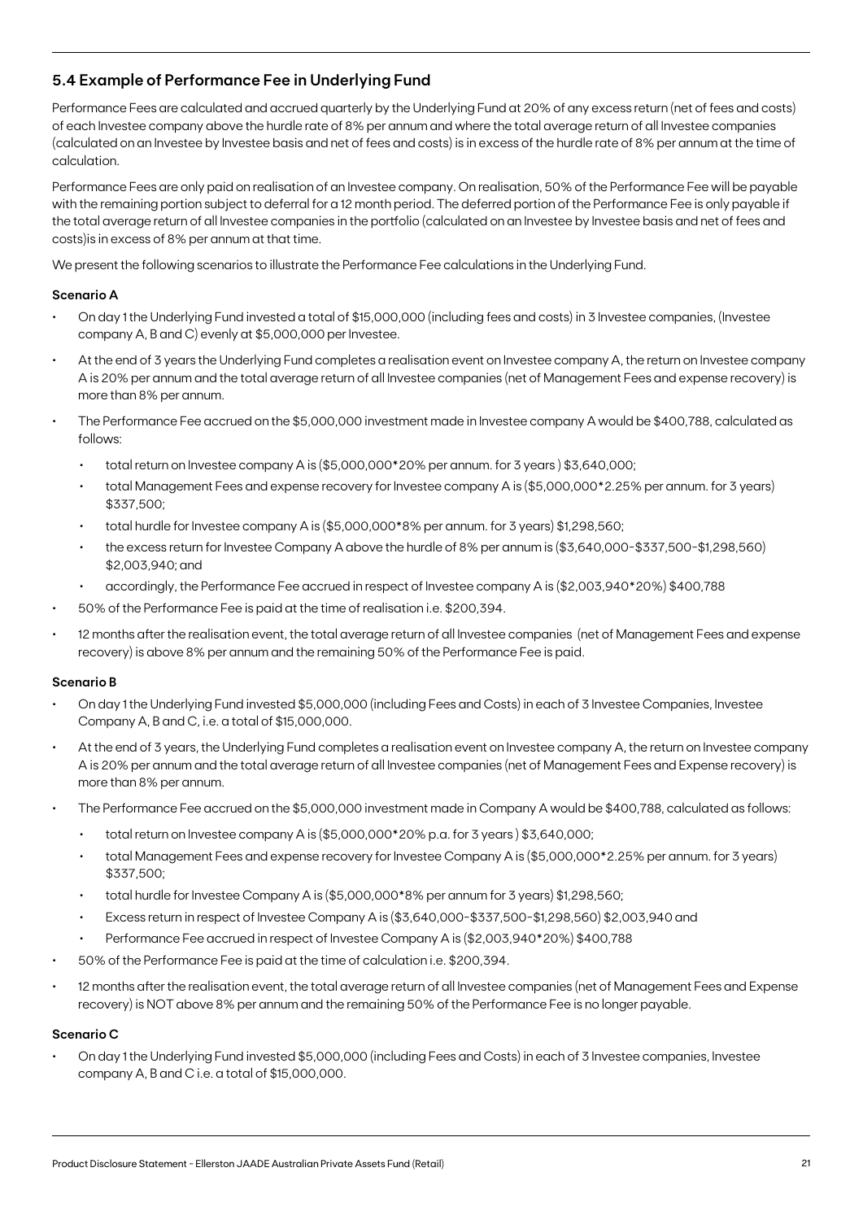## 5.4 Example of Performance Fee in Underlying Fund

Performance Fees are calculated and accrued quarterly by the Underlying Fund at 20% of any excess return (net of fees and costs) of each Investee company above the hurdle rate of 8% per annum and where the total average return of all Investee companies (calculated on an Investee by Investee basis and net of fees and costs) is in excess of the hurdle rate of 8% per annum at the time of calculation.

Performance Fees are only paid on realisation of an Investee company. On realisation, 50% of the Performance Fee will be payable with the remaining portion subject to deferral for a 12 month period. The deferred portion of the Performance Fee is only payable if the total average return of all Investee companies in the portfolio (calculated on an Investee by Investee basis and net of fees and costs)is in excess of 8% per annum at that time.

We present the following scenarios to illustrate the Performance Fee calculations in the Underlying Fund.

**Scenario A**

- On day 1 the Underlying Fund invested a total of $15,000,000 (including fees and costs) in 3 Investee companies, (Investee company A, B and C) evenly at $5,000,000 per Investee.
- At the end of 3 years the Underlying Fund completes a realisation event on Investee company A, the return on Investee company A is 20% per annum and the total average return of all Investee companies (net of Management Fees and expense recovery) is more than 8% per annum.
- The Performance Fee accrued on the $5,000,000 investment made in Investee company A would be $400,788, calculated as follows:
  - total return on Investee company A is ($5,000,000*20% per annum. for 3 years ) $3,640,000;
  - total Management Fees and expense recovery for Investee company A is ($5,000,000*2.25% per annum. for 3 years) $337,500;
  - total hurdle for Investee company A is ($5,000,000*8% per annum. for 3 years) $1,298,560;
  - the excess return for Investee Company A above the hurdle of 8% per annum is ($3,640,000-$337,500-$1,298,560) $2,003,940; and
  - accordingly, the Performance Fee accrued in respect of Investee company A is ($2,003,940*20%) $400,788
- 50% of the Performance Fee is paid at the time of realisation i.e. $200,394.
- 12 months after the realisation event, the total average return of all Investee companies (net of Management Fees and expense recovery) is above 8% per annum and the remaining 50% of the Performance Fee is paid.

**Scenario B**

- On day 1 the Underlying Fund invested $5,000,000 (including Fees and Costs) in each of 3 Investee Companies, Investee Company A, B and C, i.e. a total of $15,000,000.
- At the end of 3 years, the Underlying Fund completes a realisation event on Investee company A, the return on Investee company A is 20% per annum and the total average return of all Investee companies (net of Management Fees and Expense recovery) is more than 8% per annum.
- The Performance Fee accrued on the $5,000,000 investment made in Company A would be $400,788, calculated as follows:
  - total return on Investee company A is ($5,000,000*20% p.a. for 3 years ) $3,640,000;
  - total Management Fees and expense recovery for Investee Company A is ($5,000,000*2.25% per annum. for 3 years) $337,500;
  - total hurdle for Investee Company A is ($5,000,000*8% per annum for 3 years) $1,298,560;
  - Excess return in respect of Investee Company A is ($3,640,000-$337,500-$1,298,560) $2,003,940 and
  - Performance Fee accrued in respect of Investee Company A is ($2,003,940*20%) $400,788
- 50% of the Performance Fee is paid at the time of calculation i.e. $200,394.
- 12 months after the realisation event, the total average return of all Investee companies (net of Management Fees and Expense recovery) is NOT above 8% per annum and the remaining 50% of the Performance Fee is no longer payable.

**Scenario C**

- On day 1 the Underlying Fund invested $5,000,000 (including Fees and Costs) in each of 3 Investee companies, Investee company A, B and C i.e. a total of $15,000,000.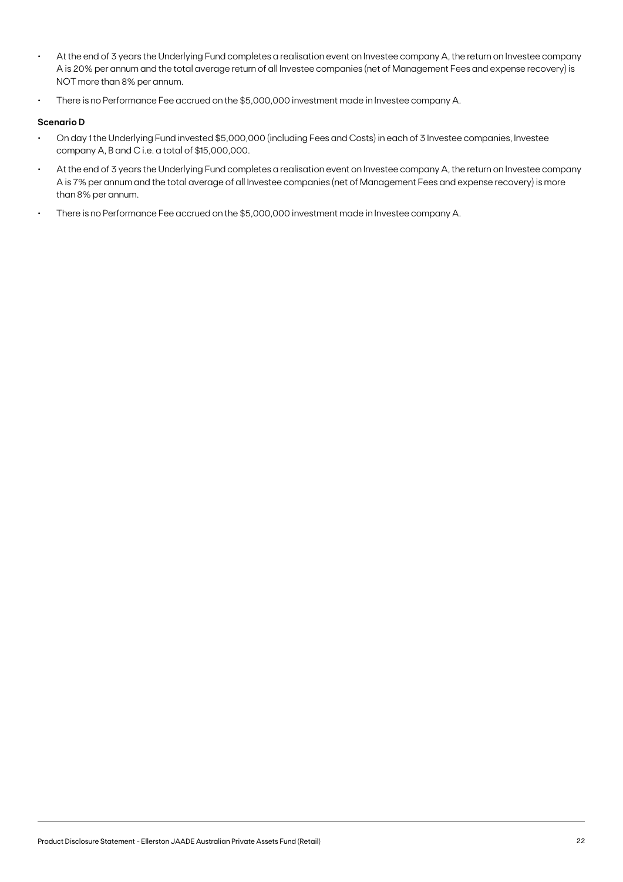- At the end of 3 years the Underlying Fund completes a realisation event on Investee company A, the return on Investee company A is 20% per annum and the total average return of all Investee companies (net of Management Fees and expense recovery) is NOT more than 8% per annum.
- There is no Performance Fee accrued on the $5,000,000 investment made in Investee company A.

**Scenario D**

- On day 1 the Underlying Fund invested $5,000,000 (including Fees and Costs) in each of 3 Investee companies, Investee company A, B and C i.e. a total of $15,000,000.
- At the end of 3 years the Underlying Fund completes a realisation event on Investee company A, the return on Investee company A is 7% per annum and the total average of all Investee companies (net of Management Fees and expense recovery) is more than 8% per annum.
- There is no Performance Fee accrued on the $5,000,000 investment made in Investee company A.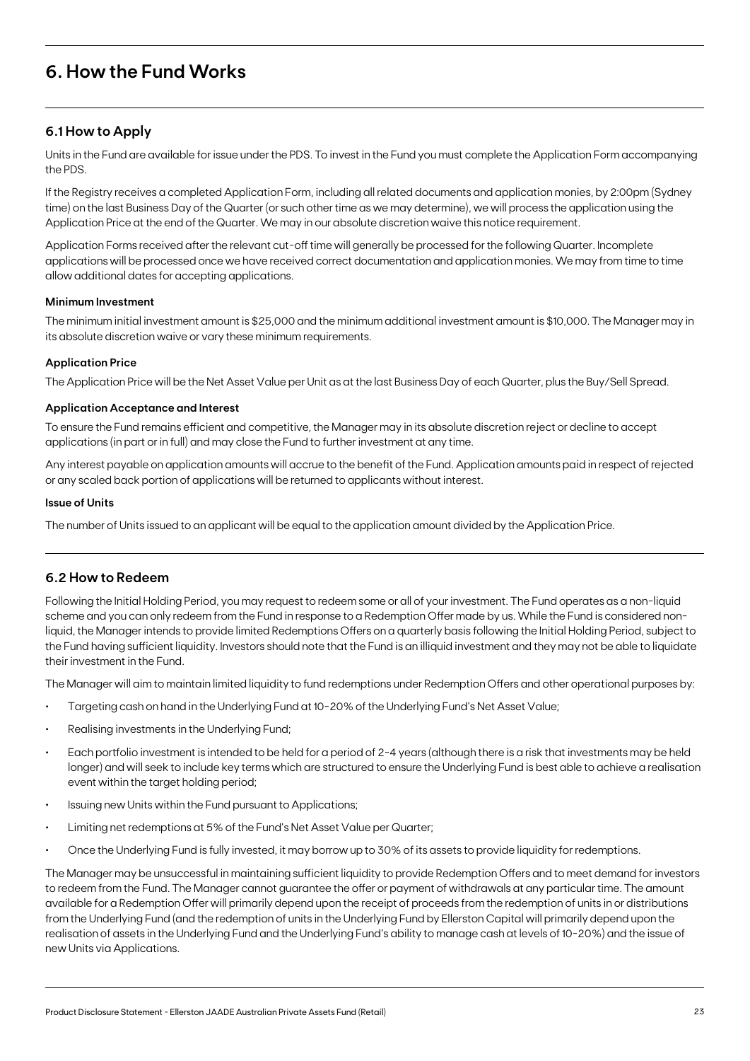# 6. How the Fund Works

## 6.1 How to Apply

Units in the Fund are available for issue under the PDS. To invest in the Fund you must complete the Application Form accompanying the PDS.

If the Registry receives a completed Application Form, including all related documents and application monies, by 2:00pm (Sydney time) on the last Business Day of the Quarter (or such other time as we may determine), we will process the application using the Application Price at the end of the Quarter. We may in our absolute discretion waive this notice requirement.

Application Forms received after the relevant cut-off time will generally be processed for the following Quarter. Incomplete applications will be processed once we have received correct documentation and application monies. We may from time to time allow additional dates for accepting applications.

#### Minimum Investment

The minimum initial investment amount is $25,000 and the minimum additional investment amount is $10,000. The Manager may in its absolute discretion waive or vary these minimum requirements.

#### Application Price

The Application Price will be the Net Asset Value per Unit as at the last Business Day of each Quarter, plus the Buy/Sell Spread.

#### Application Acceptance and Interest

To ensure the Fund remains efficient and competitive, the Manager may in its absolute discretion reject or decline to accept applications (in part or in full) and may close the Fund to further investment at any time.

Any interest payable on application amounts will accrue to the benefit of the Fund. Application amounts paid in respect of rejected or any scaled back portion of applications will be returned to applicants without interest.

#### Issue of Units

The number of Units issued to an applicant will be equal to the application amount divided by the Application Price.

## 6.2 How to Redeem

Following the Initial Holding Period, you may request to redeem some or all of your investment. The Fund operates as a non-liquid scheme and you can only redeem from the Fund in response to a Redemption Offer made by us. While the Fund is considered non-liquid, the Manager intends to provide limited Redemptions Offers on a quarterly basis following the Initial Holding Period, subject to the Fund having sufficient liquidity. Investors should note that the Fund is an illiquid investment and they may not be able to liquidate their investment in the Fund.

The Manager will aim to maintain limited liquidity to fund redemptions under Redemption Offers and other operational purposes by:

- Targeting cash on hand in the Underlying Fund at 10-20% of the Underlying Fund's Net Asset Value;
- Realising investments in the Underlying Fund;
- Each portfolio investment is intended to be held for a period of 2-4 years (although there is a risk that investments may be held longer) and will seek to include key terms which are structured to ensure the Underlying Fund is best able to achieve a realisation event within the target holding period;
- Issuing new Units within the Fund pursuant to Applications;
- Limiting net redemptions at 5% of the Fund's Net Asset Value per Quarter;
- Once the Underlying Fund is fully invested, it may borrow up to 30% of its assets to provide liquidity for redemptions.

The Manager may be unsuccessful in maintaining sufficient liquidity to provide Redemption Offers and to meet demand for investors to redeem from the Fund. The Manager cannot guarantee the offer or payment of withdrawals at any particular time. The amount available for a Redemption Offer will primarily depend upon the receipt of proceeds from the redemption of units in or distributions from the Underlying Fund (and the redemption of units in the Underlying Fund by Ellerston Capital will primarily depend upon the realisation of assets in the Underlying Fund and the Underlying Fund's ability to manage cash at levels of 10-20%) and the issue of new Units via Applications.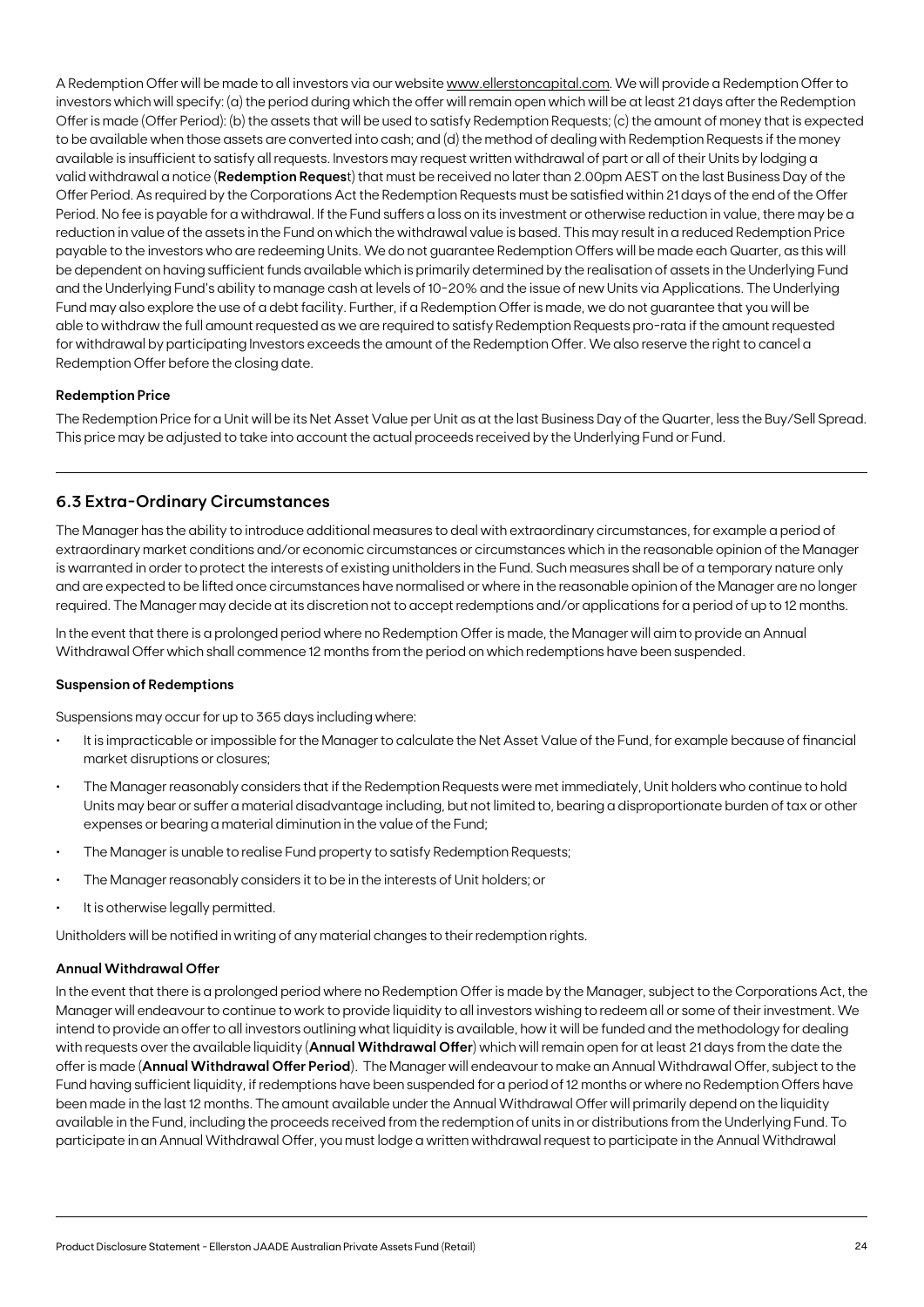A Redemption Offer will be made to all investors via our website www.ellerstoncapital.com. We will provide a Redemption Offer to investors which will specify: (a) the period during which the offer will remain open which will be at least 21 days after the Redemption Offer is made (Offer Period): (b) the assets that will be used to satisfy Redemption Requests; (c) the amount of money that is expected to be available when those assets are converted into cash; and (d) the method of dealing with Redemption Requests if the money available is insufficient to satisfy all requests. Investors may request written withdrawal of part or all of their Units by lodging a valid withdrawal a notice (**Redemption Request**) that must be received no later than 2.00pm AEST on the last Business Day of the Offer Period. As required by the Corporations Act the Redemption Requests must be satisfied within 21 days of the end of the Offer Period. No fee is payable for a withdrawal. If the Fund suffers a loss on its investment or otherwise reduction in value, there may be a reduction in value of the assets in the Fund on which the withdrawal value is based. This may result in a reduced Redemption Price payable to the investors who are redeeming Units. We do not guarantee Redemption Offers will be made each Quarter, as this will be dependent on having sufficient funds available which is primarily determined by the realisation of assets in the Underlying Fund and the Underlying Fund's ability to manage cash at levels of 10-20% and the issue of new Units via Applications. The Underlying Fund may also explore the use of a debt facility. Further, if a Redemption Offer is made, we do not guarantee that you will be able to withdraw the full amount requested as we are required to satisfy Redemption Requests pro-rata if the amount requested for withdrawal by participating Investors exceeds the amount of the Redemption Offer. We also reserve the right to cancel a Redemption Offer before the closing date.

#### Redemption Price

The Redemption Price for a Unit will be its Net Asset Value per Unit as at the last Business Day of the Quarter, less the Buy/Sell Spread. This price may be adjusted to take into account the actual proceeds received by the Underlying Fund or Fund.

### 6.3 Extra-Ordinary Circumstances

The Manager has the ability to introduce additional measures to deal with extraordinary circumstances, for example a period of extraordinary market conditions and/or economic circumstances or circumstances which in the reasonable opinion of the Manager is warranted in order to protect the interests of existing unitholders in the Fund. Such measures shall be of a temporary nature only and are expected to be lifted once circumstances have normalised or where in the reasonable opinion of the Manager are no longer required. The Manager may decide at its discretion not to accept redemptions and/or applications for a period of up to 12 months.

In the event that there is a prolonged period where no Redemption Offer is made, the Manager will aim to provide an Annual Withdrawal Offer which shall commence 12 months from the period on which redemptions have been suspended.

#### Suspension of Redemptions

Suspensions may occur for up to 365 days including where:

- It is impracticable or impossible for the Manager to calculate the Net Asset Value of the Fund, for example because of financial market disruptions or closures;
- The Manager reasonably considers that if the Redemption Requests were met immediately, Unit holders who continue to hold Units may bear or suffer a material disadvantage including, but not limited to, bearing a disproportionate burden of tax or other expenses or bearing a material diminution in the value of the Fund;
- The Manager is unable to realise Fund property to satisfy Redemption Requests;
- The Manager reasonably considers it to be in the interests of Unit holders; or
- It is otherwise legally permitted.

Unitholders will be notified in writing of any material changes to their redemption rights.

#### Annual Withdrawal Offer

In the event that there is a prolonged period where no Redemption Offer is made by the Manager, subject to the Corporations Act, the Manager will endeavour to continue to work to provide liquidity to all investors wishing to redeem all or some of their investment. We intend to provide an offer to all investors outlining what liquidity is available, how it will be funded and the methodology for dealing with requests over the available liquidity (**Annual Withdrawal Offer**) which will remain open for at least 21 days from the date the offer is made (**Annual Withdrawal Offer Period**). The Manager will endeavour to make an Annual Withdrawal Offer, subject to the Fund having sufficient liquidity, if redemptions have been suspended for a period of 12 months or where no Redemption Offers have been made in the last 12 months. The amount available under the Annual Withdrawal Offer will primarily depend on the liquidity available in the Fund, including the proceeds received from the redemption of units in or distributions from the Underlying Fund. To participate in an Annual Withdrawal Offer, you must lodge a written withdrawal request to participate in the Annual Withdrawal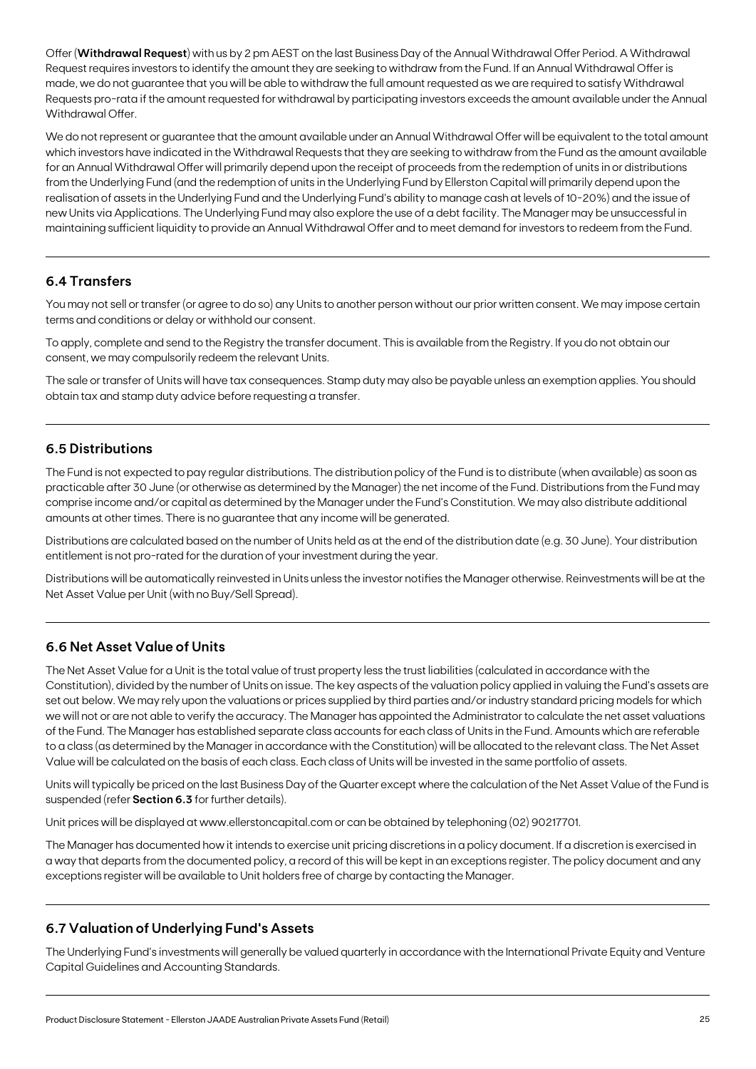Offer (**Withdrawal Request**) with us by 2 pm AEST on the last Business Day of the Annual Withdrawal Offer Period. A Withdrawal Request requires investors to identify the amount they are seeking to withdraw from the Fund. If an Annual Withdrawal Offer is made, we do not guarantee that you will be able to withdraw the full amount requested as we are required to satisfy Withdrawal Requests pro-rata if the amount requested for withdrawal by participating investors exceeds the amount available under the Annual Withdrawal Offer.

We do not represent or guarantee that the amount available under an Annual Withdrawal Offer will be equivalent to the total amount which investors have indicated in the Withdrawal Requests that they are seeking to withdraw from the Fund as the amount available for an Annual Withdrawal Offer will primarily depend upon the receipt of proceeds from the redemption of units in or distributions from the Underlying Fund (and the redemption of units in the Underlying Fund by Ellerston Capital will primarily depend upon the realisation of assets in the Underlying Fund and the Underlying Fund's ability to manage cash at levels of 10-20%) and the issue of new Units via Applications. The Underlying Fund may also explore the use of a debt facility. The Manager may be unsuccessful in maintaining sufficient liquidity to provide an Annual Withdrawal Offer and to meet demand for investors to redeem from the Fund.

## 6.4 Transfers

You may not sell or transfer (or agree to do so) any Units to another person without our prior written consent. We may impose certain terms and conditions or delay or withhold our consent.

To apply, complete and send to the Registry the transfer document. This is available from the Registry. If you do not obtain our consent, we may compulsorily redeem the relevant Units.

The sale or transfer of Units will have tax consequences. Stamp duty may also be payable unless an exemption applies. You should obtain tax and stamp duty advice before requesting a transfer.

## 6.5 Distributions

The Fund is not expected to pay regular distributions. The distribution policy of the Fund is to distribute (when available) as soon as practicable after 30 June (or otherwise as determined by the Manager) the net income of the Fund. Distributions from the Fund may comprise income and/or capital as determined by the Manager under the Fund's Constitution. We may also distribute additional amounts at other times. There is no guarantee that any income will be generated.

Distributions are calculated based on the number of Units held as at the end of the distribution date (e.g. 30 June). Your distribution entitlement is not pro-rated for the duration of your investment during the year.

Distributions will be automatically reinvested in Units unless the investor notifies the Manager otherwise. Reinvestments will be at the Net Asset Value per Unit (with no Buy/Sell Spread).

## 6.6 Net Asset Value of Units

The Net Asset Value for a Unit is the total value of trust property less the trust liabilities (calculated in accordance with the Constitution), divided by the number of Units on issue. The key aspects of the valuation policy applied in valuing the Fund's assets are set out below. We may rely upon the valuations or prices supplied by third parties and/or industry standard pricing models for which we will not or are not able to verify the accuracy. The Manager has appointed the Administrator to calculate the net asset valuations of the Fund. The Manager has established separate class accounts for each class of Units in the Fund. Amounts which are referable to a class (as determined by the Manager in accordance with the Constitution) will be allocated to the relevant class. The Net Asset Value will be calculated on the basis of each class. Each class of Units will be invested in the same portfolio of assets.

Units will typically be priced on the last Business Day of the Quarter except where the calculation of the Net Asset Value of the Fund is suspended (refer **Section 6.3** for further details).

Unit prices will be displayed at www.ellerstoncapital.com or can be obtained by telephoning (02) 90217701.

The Manager has documented how it intends to exercise unit pricing discretions in a policy document. If a discretion is exercised in a way that departs from the documented policy, a record of this will be kept in an exceptions register. The policy document and any exceptions register will be available to Unit holders free of charge by contacting the Manager.

## 6.7 Valuation of Underlying Fund's Assets

The Underlying Fund's investments will generally be valued quarterly in accordance with the International Private Equity and Venture Capital Guidelines and Accounting Standards.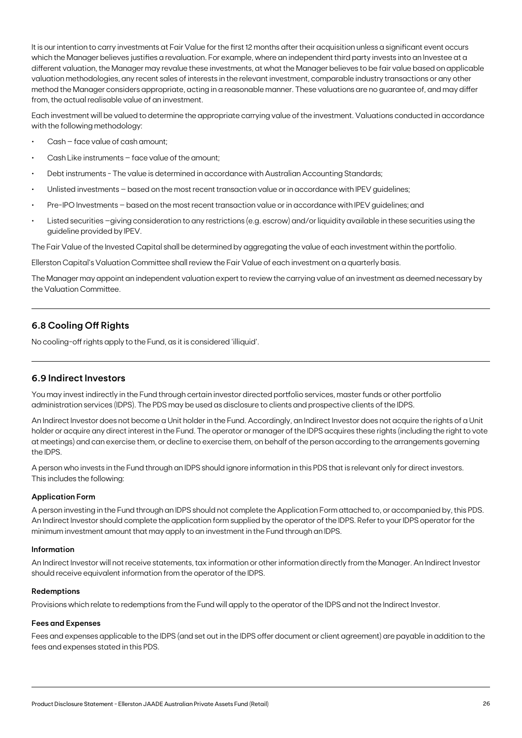It is our intention to carry investments at Fair Value for the first 12 months after their acquisition unless a significant event occurs which the Manager believes justifies a revaluation. For example, where an independent third party invests into an Investee at a different valuation, the Manager may revalue these investments, at what the Manager believes to be fair value based on applicable valuation methodologies, any recent sales of interests in the relevant investment, comparable industry transactions or any other method the Manager considers appropriate, acting in a reasonable manner. These valuations are no guarantee of, and may differ from, the actual realisable value of an investment.

Each investment will be valued to determine the appropriate carrying value of the investment. Valuations conducted in accordance with the following methodology:

- Cash – face value of cash amount;
- Cash Like instruments – face value of the amount;
- Debt instruments - The value is determined in accordance with Australian Accounting Standards;
- Unlisted investments – based on the most recent transaction value or in accordance with IPEV guidelines;
- Pre-IPO Investments – based on the most recent transaction value or in accordance with IPEV guidelines; and
- Listed securities –giving consideration to any restrictions (e.g. escrow) and/or liquidity available in these securities using the guideline provided by IPEV.

The Fair Value of the Invested Capital shall be determined by aggregating the value of each investment within the portfolio.

Ellerston Capital's Valuation Committee shall review the Fair Value of each investment on a quarterly basis.

The Manager may appoint an independent valuation expert to review the carrying value of an investment as deemed necessary by the Valuation Committee.

## 6.8 Cooling Off Rights

No cooling-off rights apply to the Fund, as it is considered 'illiquid'.

## 6.9 Indirect Investors

You may invest indirectly in the Fund through certain investor directed portfolio services, master funds or other portfolio administration services (IDPS). The PDS may be used as disclosure to clients and prospective clients of the IDPS.

An Indirect Investor does not become a Unit holder in the Fund. Accordingly, an Indirect Investor does not acquire the rights of a Unit holder or acquire any direct interest in the Fund. The operator or manager of the IDPS acquires these rights (including the right to vote at meetings) and can exercise them, or decline to exercise them, on behalf of the person according to the arrangements governing the IDPS.

A person who invests in the Fund through an IDPS should ignore information in this PDS that is relevant only for direct investors. This includes the following:

#### Application Form

A person investing in the Fund through an IDPS should not complete the Application Form attached to, or accompanied by, this PDS. An Indirect Investor should complete the application form supplied by the operator of the IDPS. Refer to your IDPS operator for the minimum investment amount that may apply to an investment in the Fund through an IDPS.

#### Information

An Indirect Investor will not receive statements, tax information or other information directly from the Manager. An Indirect Investor should receive equivalent information from the operator of the IDPS.

#### Redemptions

Provisions which relate to redemptions from the Fund will apply to the operator of the IDPS and not the Indirect Investor.

#### Fees and Expenses

Fees and expenses applicable to the IDPS (and set out in the IDPS offer document or client agreement) are payable in addition to the fees and expenses stated in this PDS.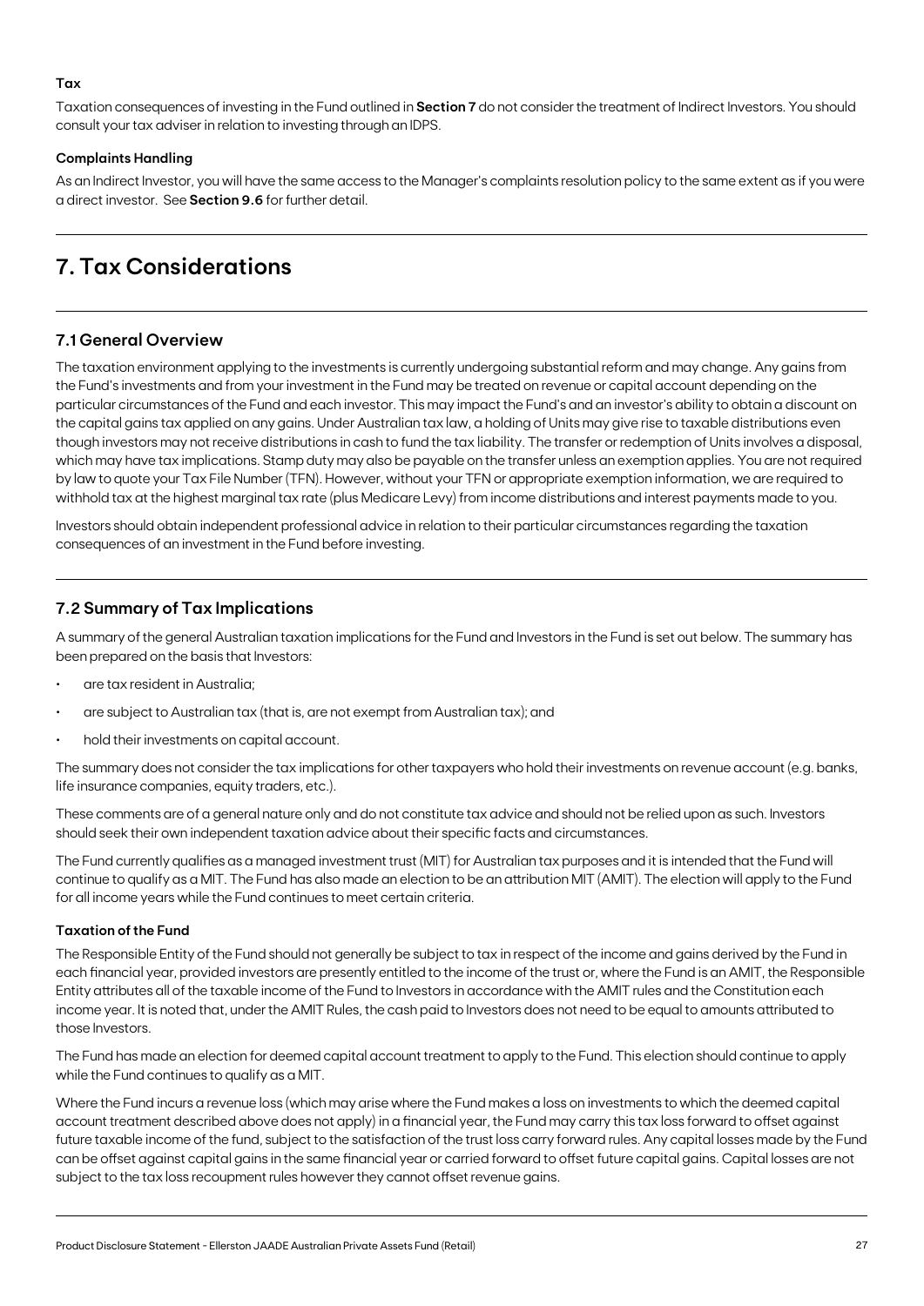**Tax**

Taxation consequences of investing in the Fund outlined in **Section 7** do not consider the treatment of Indirect Investors. You should consult your tax adviser in relation to investing through an IDPS.

**Complaints Handling**

As an Indirect Investor, you will have the same access to the Manager's complaints resolution policy to the same extent as if you were a direct investor. See **Section 9.6** for further detail.

# 7. Tax Considerations

## 7.1 General Overview

The taxation environment applying to the investments is currently undergoing substantial reform and may change. Any gains from the Fund's investments and from your investment in the Fund may be treated on revenue or capital account depending on the particular circumstances of the Fund and each investor. This may impact the Fund's and an investor's ability to obtain a discount on the capital gains tax applied on any gains. Under Australian tax law, a holding of Units may give rise to taxable distributions even though investors may not receive distributions in cash to fund the tax liability. The transfer or redemption of Units involves a disposal, which may have tax implications. Stamp duty may also be payable on the transfer unless an exemption applies. You are not required by law to quote your Tax File Number (TFN). However, without your TFN or appropriate exemption information, we are required to withhold tax at the highest marginal tax rate (plus Medicare Levy) from income distributions and interest payments made to you.

Investors should obtain independent professional advice in relation to their particular circumstances regarding the taxation consequences of an investment in the Fund before investing.

## 7.2 Summary of Tax Implications

A summary of the general Australian taxation implications for the Fund and Investors in the Fund is set out below. The summary has been prepared on the basis that Investors:

- are tax resident in Australia;
- are subject to Australian tax (that is, are not exempt from Australian tax); and
- hold their investments on capital account.

The summary does not consider the tax implications for other taxpayers who hold their investments on revenue account (e.g. banks, life insurance companies, equity traders, etc.).

These comments are of a general nature only and do not constitute tax advice and should not be relied upon as such. Investors should seek their own independent taxation advice about their specific facts and circumstances.

The Fund currently qualifies as a managed investment trust (MIT) for Australian tax purposes and it is intended that the Fund will continue to qualify as a MIT. The Fund has also made an election to be an attribution MIT (AMIT). The election will apply to the Fund for all income years while the Fund continues to meet certain criteria.

**Taxation of the Fund**

The Responsible Entity of the Fund should not generally be subject to tax in respect of the income and gains derived by the Fund in each financial year, provided investors are presently entitled to the income of the trust or, where the Fund is an AMIT, the Responsible Entity attributes all of the taxable income of the Fund to Investors in accordance with the AMIT rules and the Constitution each income year. It is noted that, under the AMIT Rules, the cash paid to Investors does not need to be equal to amounts attributed to those Investors.

The Fund has made an election for deemed capital account treatment to apply to the Fund. This election should continue to apply while the Fund continues to qualify as a MIT.

Where the Fund incurs a revenue loss (which may arise where the Fund makes a loss on investments to which the deemed capital account treatment described above does not apply) in a financial year, the Fund may carry this tax loss forward to offset against future taxable income of the fund, subject to the satisfaction of the trust loss carry forward rules. Any capital losses made by the Fund can be offset against capital gains in the same financial year or carried forward to offset future capital gains. Capital losses are not subject to the tax loss recoupment rules however they cannot offset revenue gains.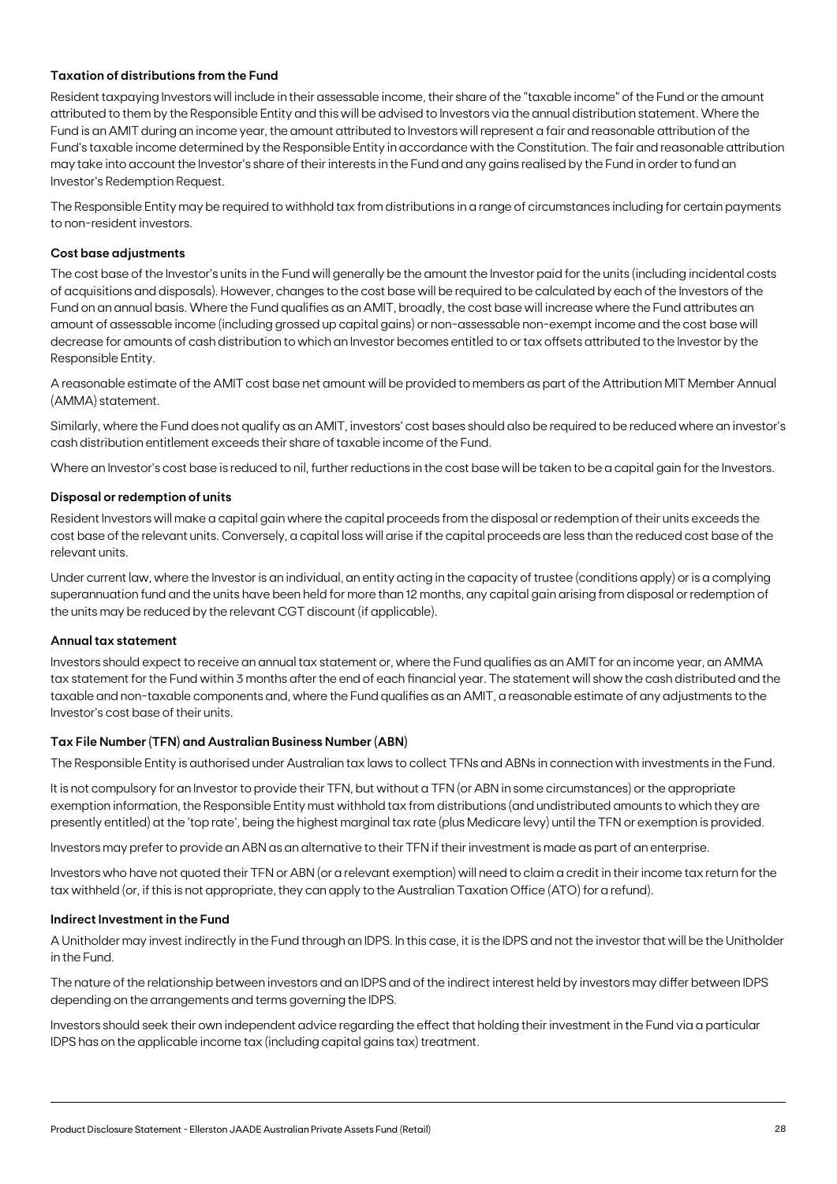#### Taxation of distributions from the Fund

Resident taxpaying Investors will include in their assessable income, their share of the "taxable income" of the Fund or the amount attributed to them by the Responsible Entity and this will be advised to Investors via the annual distribution statement. Where the Fund is an AMIT during an income year, the amount attributed to Investors will represent a fair and reasonable attribution of the Fund's taxable income determined by the Responsible Entity in accordance with the Constitution. The fair and reasonable attribution may take into account the Investor's share of their interests in the Fund and any gains realised by the Fund in order to fund an Investor's Redemption Request.

The Responsible Entity may be required to withhold tax from distributions in a range of circumstances including for certain payments to non-resident investors.

#### Cost base adjustments

The cost base of the Investor's units in the Fund will generally be the amount the Investor paid for the units (including incidental costs of acquisitions and disposals). However, changes to the cost base will be required to be calculated by each of the Investors of the Fund on an annual basis. Where the Fund qualifies as an AMIT, broadly, the cost base will increase where the Fund attributes an amount of assessable income (including grossed up capital gains) or non-assessable non-exempt income and the cost base will decrease for amounts of cash distribution to which an Investor becomes entitled to or tax offsets attributed to the Investor by the Responsible Entity.

A reasonable estimate of the AMIT cost base net amount will be provided to members as part of the Attribution MIT Member Annual (AMMA) statement.

Similarly, where the Fund does not qualify as an AMIT, investors' cost bases should also be required to be reduced where an investor's cash distribution entitlement exceeds their share of taxable income of the Fund.

Where an Investor's cost base is reduced to nil, further reductions in the cost base will be taken to be a capital gain for the Investors.

#### Disposal or redemption of units

Resident Investors will make a capital gain where the capital proceeds from the disposal or redemption of their units exceeds the cost base of the relevant units. Conversely, a capital loss will arise if the capital proceeds are less than the reduced cost base of the relevant units.

Under current law, where the Investor is an individual, an entity acting in the capacity of trustee (conditions apply) or is a complying superannuation fund and the units have been held for more than 12 months, any capital gain arising from disposal or redemption of the units may be reduced by the relevant CGT discount (if applicable).

#### Annual tax statement

Investors should expect to receive an annual tax statement or, where the Fund qualifies as an AMIT for an income year, an AMMA tax statement for the Fund within 3 months after the end of each financial year. The statement will show the cash distributed and the taxable and non-taxable components and, where the Fund qualifies as an AMIT, a reasonable estimate of any adjustments to the Investor's cost base of their units.

#### Tax File Number (TFN) and Australian Business Number (ABN)

The Responsible Entity is authorised under Australian tax laws to collect TFNs and ABNs in connection with investments in the Fund.

It is not compulsory for an Investor to provide their TFN, but without a TFN (or ABN in some circumstances) or the appropriate exemption information, the Responsible Entity must withhold tax from distributions (and undistributed amounts to which they are presently entitled) at the 'top rate', being the highest marginal tax rate (plus Medicare levy) until the TFN or exemption is provided.

Investors may prefer to provide an ABN as an alternative to their TFN if their investment is made as part of an enterprise.

Investors who have not quoted their TFN or ABN (or a relevant exemption) will need to claim a credit in their income tax return for the tax withheld (or, if this is not appropriate, they can apply to the Australian Taxation Office (ATO) for a refund).

#### Indirect Investment in the Fund

A Unitholder may invest indirectly in the Fund through an IDPS. In this case, it is the IDPS and not the investor that will be the Unitholder in the Fund.

The nature of the relationship between investors and an IDPS and of the indirect interest held by investors may differ between IDPS depending on the arrangements and terms governing the IDPS.

Investors should seek their own independent advice regarding the effect that holding their investment in the Fund via a particular IDPS has on the applicable income tax (including capital gains tax) treatment.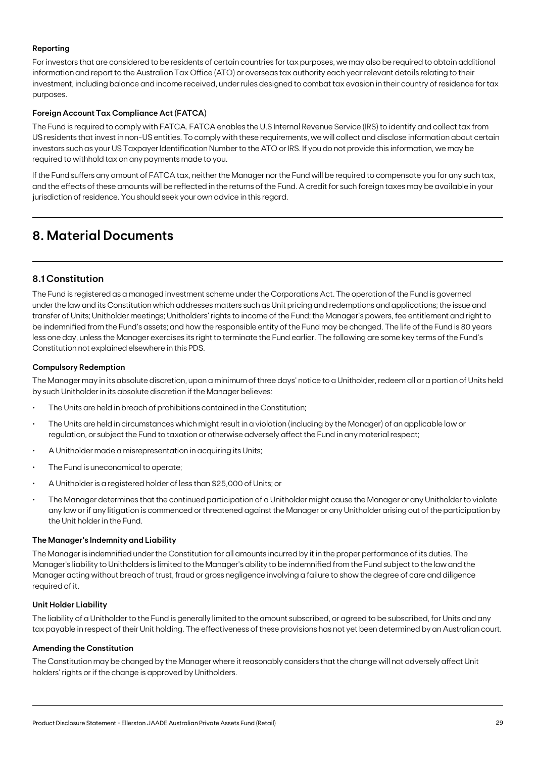#### Reporting

For investors that are considered to be residents of certain countries for tax purposes, we may also be required to obtain additional information and report to the Australian Tax Office (ATO) or overseas tax authority each year relevant details relating to their investment, including balance and income received, under rules designed to combat tax evasion in their country of residence for tax purposes.

#### Foreign Account Tax Compliance Act (FATCA)

The Fund is required to comply with FATCA. FATCA enables the U.S Internal Revenue Service (IRS) to identify and collect tax from US residents that invest in non-US entities. To comply with these requirements, we will collect and disclose information about certain investors such as your US Taxpayer Identification Number to the ATO or IRS. If you do not provide this information, we may be required to withhold tax on any payments made to you.

If the Fund suffers any amount of FATCA tax, neither the Manager nor the Fund will be required to compensate you for any such tax, and the effects of these amounts will be reflected in the returns of the Fund. A credit for such foreign taxes may be available in your jurisdiction of residence. You should seek your own advice in this regard.

# 8. Material Documents

## 8.1 Constitution

The Fund is registered as a managed investment scheme under the Corporations Act. The operation of the Fund is governed under the law and its Constitution which addresses matters such as Unit pricing and redemptions and applications; the issue and transfer of Units; Unitholder meetings; Unitholders' rights to income of the Fund; the Manager's powers, fee entitlement and right to be indemnified from the Fund's assets; and how the responsible entity of the Fund may be changed. The life of the Fund is 80 years less one day, unless the Manager exercises its right to terminate the Fund earlier. The following are some key terms of the Fund's Constitution not explained elsewhere in this PDS.

#### Compulsory Redemption

The Manager may in its absolute discretion, upon a minimum of three days' notice to a Unitholder, redeem all or a portion of Units held by such Unitholder in its absolute discretion if the Manager believes:

- The Units are held in breach of prohibitions contained in the Constitution;
- The Units are held in circumstances which might result in a violation (including by the Manager) of an applicable law or regulation, or subject the Fund to taxation or otherwise adversely affect the Fund in any material respect;
- A Unitholder made a misrepresentation in acquiring its Units;
- The Fund is uneconomical to operate;
- A Unitholder is a registered holder of less than $25,000 of Units; or
- The Manager determines that the continued participation of a Unitholder might cause the Manager or any Unitholder to violate any law or if any litigation is commenced or threatened against the Manager or any Unitholder arising out of the participation by the Unit holder in the Fund.

#### The Manager's Indemnity and Liability

The Manager is indemnified under the Constitution for all amounts incurred by it in the proper performance of its duties. The Manager's liability to Unitholders is limited to the Manager's ability to be indemnified from the Fund subject to the law and the Manager acting without breach of trust, fraud or gross negligence involving a failure to show the degree of care and diligence required of it.

#### Unit Holder Liability

The liability of a Unitholder to the Fund is generally limited to the amount subscribed, or agreed to be subscribed, for Units and any tax payable in respect of their Unit holding. The effectiveness of these provisions has not yet been determined by an Australian court.

#### Amending the Constitution

The Constitution may be changed by the Manager where it reasonably considers that the change will not adversely affect Unit holders' rights or if the change is approved by Unitholders.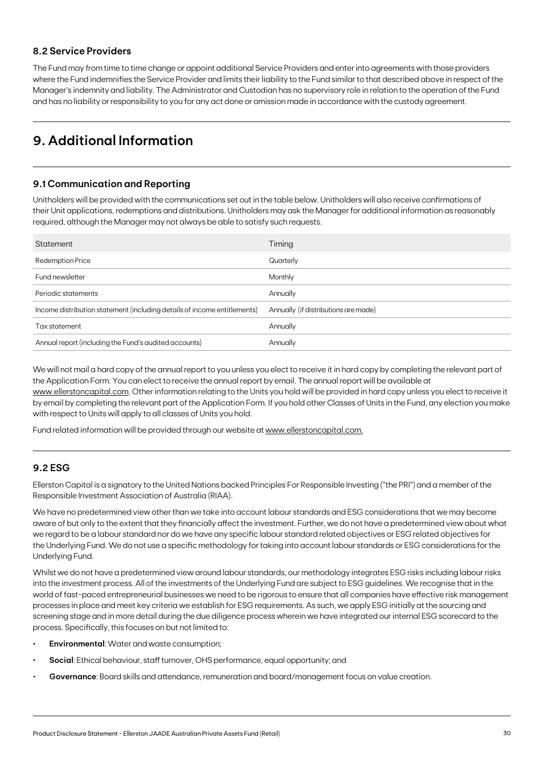### 8.2 Service Providers

The Fund may from time to time change or appoint additional Service Providers and enter into agreements with those providers where the Fund indemnifies the Service Provider and limits their liability to the Fund similar to that described above in respect of the Manager's indemnity and liability. The Administrator and Custodian has no supervisory role in relation to the operation of the Fund and has no liability or responsibility to you for any act done or omission made in accordance with the custody agreement.

## 9. Additional Information

### 9.1 Communication and Reporting

Unitholders will be provided with the communications set out in the table below. Unitholders will also receive confirmations of their Unit applications, redemptions and distributions. Unitholders may ask the Manager for additional information as reasonably required, although the Manager may not always be able to satisfy such requests.

| Statement | Timing |
|---|---|
| Redemption Price | Quarterly |
| Fund newsletter | Monthly |
| Periodic statements | Annually |
| Income distribution statement (including details of income entitlements) | Annually (if distributions are made) |
| Tax statement | Annually |
| Annual report (including the Fund's audited accounts) | Annually |

We will not mail a hard copy of the annual report to you unless you elect to receive it in hard copy by completing the relevant part of the Application Form. You can elect to receive the annual report by email. The annual report will be available at www.ellerstoncapital.com. Other information relating to the Units you hold will be provided in hard copy unless you elect to receive it by email by completing the relevant part of the Application Form. If you hold other Classes of Units in the Fund, any election you make with respect to Units will apply to all classes of Units you hold.

Fund related information will be provided through our website at www.ellerstoncapital.com.

### 9.2 ESG

Ellerston Capital is a signatory to the United Nations backed Principles For Responsible Investing ("the PRI") and a member of the Responsible Investment Association of Australia (RIAA).

We have no predetermined view other than we take into account labour standards and ESG considerations that we may become aware of but only to the extent that they financially affect the investment. Further, we do not have a predetermined view about what we regard to be a labour standard nor do we have any specific labour standard related objectives or ESG related objectives for the Underlying Fund. We do not use a specific methodology for taking into account labour standards or ESG considerations for the Underlying Fund.

Whilst we do not have a predetermined view around labour standards, our methodology integrates ESG risks including labour risks into the investment process. All of the investments of the Underlying Fund are subject to ESG guidelines. We recognise that in the world of fast-paced entrepreneurial businesses we need to be rigorous to ensure that all companies have effective risk management processes in place and meet key criteria we establish for ESG requirements. As such, we apply ESG initially at the sourcing and screening stage and in more detail during the due diligence process wherein we have integrated our internal ESG scorecard to the process. Specifically, this focuses on but not limited to:

- **Environmental**: Water and waste consumption;
- **Social**: Ethical behaviour, staff turnover, OHS performance, equal opportunity; and
- **Governance**: Board skills and attendance, remuneration and board/management focus on value creation.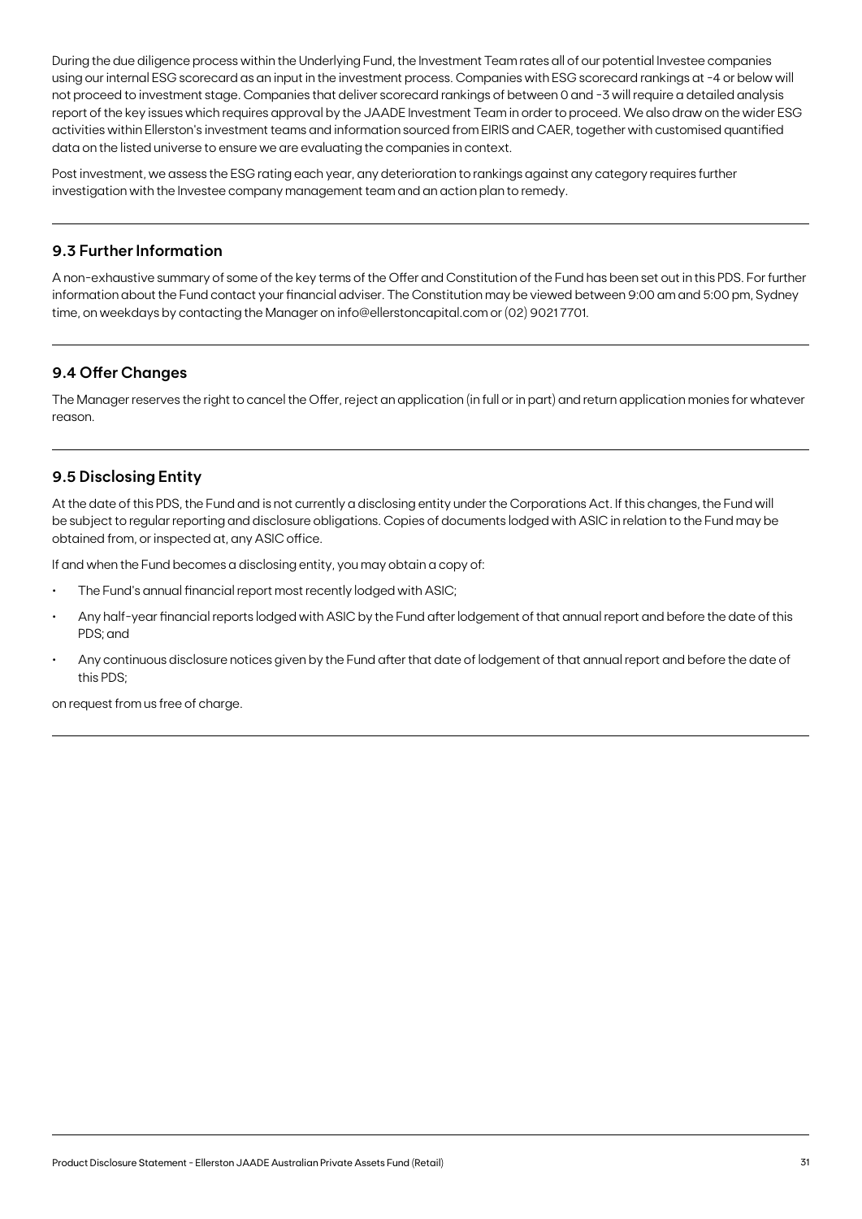During the due diligence process within the Underlying Fund, the Investment Team rates all of our potential Investee companies using our internal ESG scorecard as an input in the investment process. Companies with ESG scorecard rankings at -4 or below will not proceed to investment stage. Companies that deliver scorecard rankings of between 0 and -3 will require a detailed analysis report of the key issues which requires approval by the JAADE Investment Team in order to proceed. We also draw on the wider ESG activities within Ellerston's investment teams and information sourced from EIRIS and CAER, together with customised quantified data on the listed universe to ensure we are evaluating the companies in context.

Post investment, we assess the ESG rating each year, any deterioration to rankings against any category requires further investigation with the Investee company management team and an action plan to remedy.

## 9.3 Further Information

A non-exhaustive summary of some of the key terms of the Offer and Constitution of the Fund has been set out in this PDS. For further information about the Fund contact your financial adviser. The Constitution may be viewed between 9:00 am and 5:00 pm, Sydney time, on weekdays by contacting the Manager on info@ellerstoncapital.com or (02) 9021 7701.

## 9.4 Offer Changes

The Manager reserves the right to cancel the Offer, reject an application (in full or in part) and return application monies for whatever reason.

## 9.5 Disclosing Entity

At the date of this PDS, the Fund and is not currently a disclosing entity under the Corporations Act. If this changes, the Fund will be subject to regular reporting and disclosure obligations. Copies of documents lodged with ASIC in relation to the Fund may be obtained from, or inspected at, any ASIC office.

If and when the Fund becomes a disclosing entity, you may obtain a copy of:

- The Fund's annual financial report most recently lodged with ASIC;
- Any half-year financial reports lodged with ASIC by the Fund after lodgement of that annual report and before the date of this PDS; and
- Any continuous disclosure notices given by the Fund after that date of lodgement of that annual report and before the date of this PDS;

on request from us free of charge.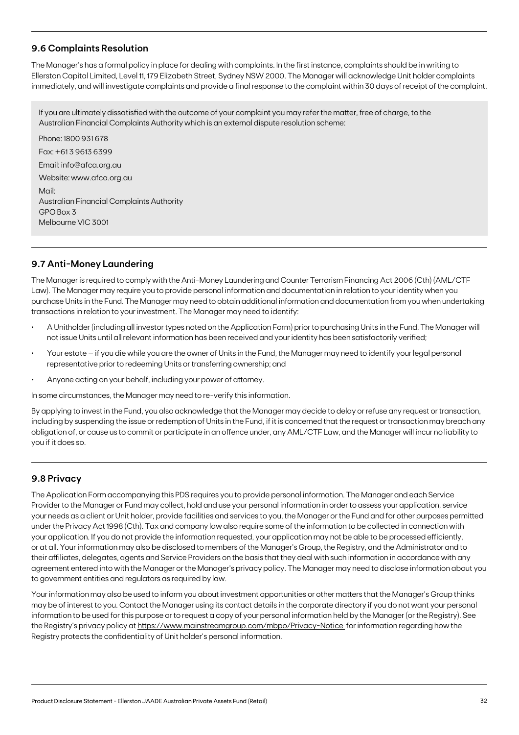## 9.6 Complaints Resolution

The Manager's has a formal policy in place for dealing with complaints. In the first instance, complaints should be in writing to Ellerston Capital Limited, Level 11, 179 Elizabeth Street, Sydney NSW 2000. The Manager will acknowledge Unit holder complaints immediately, and will investigate complaints and provide a final response to the complaint within 30 days of receipt of the complaint.

If you are ultimately dissatisfied with the outcome of your complaint you may refer the matter, free of charge, to the Australian Financial Complaints Authority which is an external dispute resolution scheme:

Phone: 1800 931 678

Fax: +61 3 9613 6399

Email: info@afca.org.au

Website: www.afca.org.au

Mail:
Australian Financial Complaints Authority
GPO Box 3
Melbourne VIC 3001

## 9.7 Anti-Money Laundering

The Manager is required to comply with the Anti-Money Laundering and Counter Terrorism Financing Act 2006 (Cth) (AML/CTF Law). The Manager may require you to provide personal information and documentation in relation to your identity when you purchase Units in the Fund. The Manager may need to obtain additional information and documentation from you when undertaking transactions in relation to your investment. The Manager may need to identify:

- A Unitholder (including all investor types noted on the Application Form) prior to purchasing Units in the Fund. The Manager will not issue Units until all relevant information has been received and your identity has been satisfactorily verified;
- Your estate – if you die while you are the owner of Units in the Fund, the Manager may need to identify your legal personal representative prior to redeeming Units or transferring ownership; and
- Anyone acting on your behalf, including your power of attorney.

In some circumstances, the Manager may need to re-verify this information.

By applying to invest in the Fund, you also acknowledge that the Manager may decide to delay or refuse any request or transaction, including by suspending the issue or redemption of Units in the Fund, if it is concerned that the request or transaction may breach any obligation of, or cause us to commit or participate in an offence under, any AML/CTF Law, and the Manager will incur no liability to you if it does so.

## 9.8 Privacy

The Application Form accompanying this PDS requires you to provide personal information. The Manager and each Service Provider to the Manager or Fund may collect, hold and use your personal information in order to assess your application, service your needs as a client or Unit holder, provide facilities and services to you, the Manager or the Fund and for other purposes permitted under the Privacy Act 1998 (Cth). Tax and company law also require some of the information to be collected in connection with your application. If you do not provide the information requested, your application may not be able to be processed efficiently, or at all. Your information may also be disclosed to members of the Manager's Group, the Registry, and the Administrator and to their affiliates, delegates, agents and Service Providers on the basis that they deal with such information in accordance with any agreement entered into with the Manager or the Manager's privacy policy. The Manager may need to disclose information about you to government entities and regulators as required by law.

Your information may also be used to inform you about investment opportunities or other matters that the Manager's Group thinks may be of interest to you. Contact the Manager using its contact details in the corporate directory if you do not want your personal information to be used for this purpose or to request a copy of your personal information held by the Manager (or the Registry). See the Registry's privacy policy at https://www.mainstreamgroup.com/mbpo/Privacy-Notice for information regarding how the Registry protects the confidentiality of Unit holder's personal information.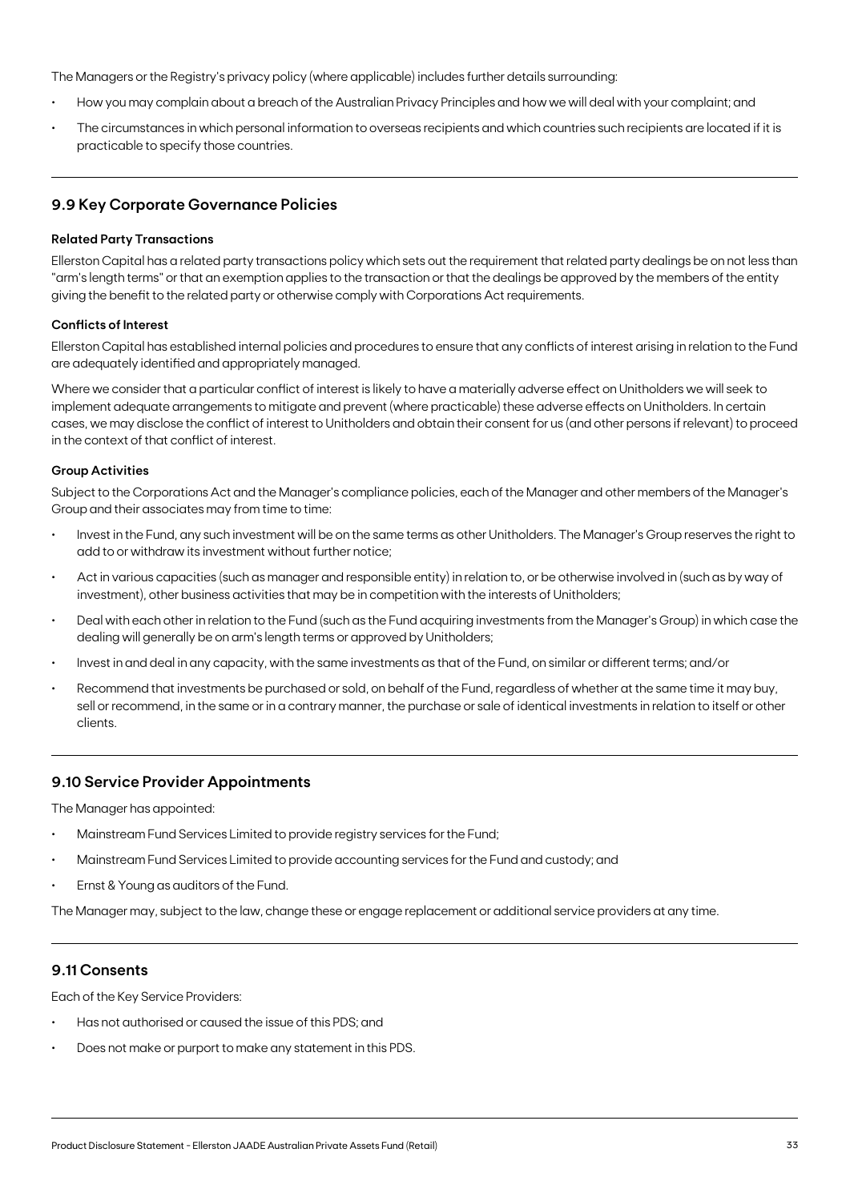The Managers or the Registry's privacy policy (where applicable) includes further details surrounding:

- How you may complain about a breach of the Australian Privacy Principles and how we will deal with your complaint; and
- The circumstances in which personal information to overseas recipients and which countries such recipients are located if it is practicable to specify those countries.

## 9.9 Key Corporate Governance Policies

**Related Party Transactions**

Ellerston Capital has a related party transactions policy which sets out the requirement that related party dealings be on not less than "arm's length terms" or that an exemption applies to the transaction or that the dealings be approved by the members of the entity giving the benefit to the related party or otherwise comply with Corporations Act requirements.

**Conflicts of Interest**

Ellerston Capital has established internal policies and procedures to ensure that any conflicts of interest arising in relation to the Fund are adequately identified and appropriately managed.

Where we consider that a particular conflict of interest is likely to have a materially adverse effect on Unitholders we will seek to implement adequate arrangements to mitigate and prevent (where practicable) these adverse effects on Unitholders. In certain cases, we may disclose the conflict of interest to Unitholders and obtain their consent for us (and other persons if relevant) to proceed in the context of that conflict of interest.

**Group Activities**

Subject to the Corporations Act and the Manager's compliance policies, each of the Manager and other members of the Manager's Group and their associates may from time to time:

- Invest in the Fund, any such investment will be on the same terms as other Unitholders. The Manager's Group reserves the right to add to or withdraw its investment without further notice;
- Act in various capacities (such as manager and responsible entity) in relation to, or be otherwise involved in (such as by way of investment), other business activities that may be in competition with the interests of Unitholders;
- Deal with each other in relation to the Fund (such as the Fund acquiring investments from the Manager's Group) in which case the dealing will generally be on arm's length terms or approved by Unitholders;
- Invest in and deal in any capacity, with the same investments as that of the Fund, on similar or different terms; and/or
- Recommend that investments be purchased or sold, on behalf of the Fund, regardless of whether at the same time it may buy, sell or recommend, in the same or in a contrary manner, the purchase or sale of identical investments in relation to itself or other clients.

## 9.10 Service Provider Appointments

The Manager has appointed:

- Mainstream Fund Services Limited to provide registry services for the Fund;
- Mainstream Fund Services Limited to provide accounting services for the Fund and custody; and
- Ernst & Young as auditors of the Fund.

The Manager may, subject to the law, change these or engage replacement or additional service providers at any time.

## 9.11 Consents

Each of the Key Service Providers:

- Has not authorised or caused the issue of this PDS; and
- Does not make or purport to make any statement in this PDS.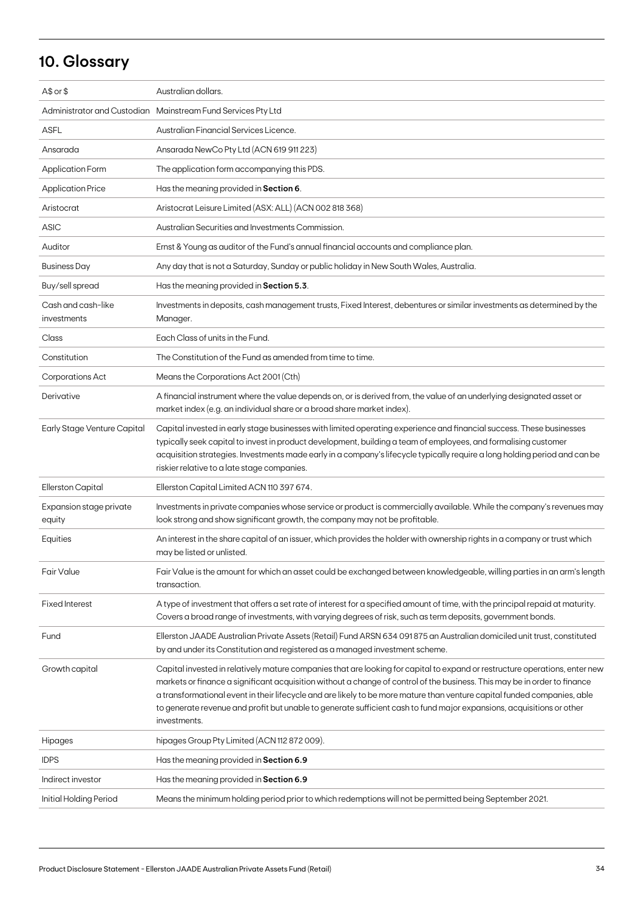## 10. Glossary

| | |
|---|---|
| A$ or $ | Australian dollars. |
| Administrator and Custodian | Mainstream Fund Services Pty Ltd |
| ASFL | Australian Financial Services Licence. |
| Ansarada | Ansarada NewCo Pty Ltd (ACN 619 911 223) |
| Application Form | The application form accompanying this PDS. |
| Application Price | Has the meaning provided in **Section 6**. |
| Aristocrat | Aristocrat Leisure Limited (ASX: ALL) (ACN 002 818 368) |
| ASIC | Australian Securities and Investments Commission. |
| Auditor | Ernst & Young as auditor of the Fund's annual financial accounts and compliance plan. |
| Business Day | Any day that is not a Saturday, Sunday or public holiday in New South Wales, Australia. |
| Buy/sell spread | Has the meaning provided in **Section 5.3**. |
| Cash and cash-like investments | Investments in deposits, cash management trusts, Fixed Interest, debentures or similar investments as determined by the Manager. |
| Class | Each Class of units in the Fund. |
| Constitution | The Constitution of the Fund as amended from time to time. |
| Corporations Act | Means the Corporations Act 2001 (Cth) |
| Derivative | A financial instrument where the value depends on, or is derived from, the value of an underlying designated asset or market index (e.g. an individual share or a broad share market index). |
| Early Stage Venture Capital | Capital invested in early stage businesses with limited operating experience and financial success. These businesses typically seek capital to invest in product development, building a team of employees, and formalising customer acquisition strategies. Investments made early in a company's lifecycle typically require a long holding period and can be riskier relative to a late stage companies. |
| Ellerston Capital | Ellerston Capital Limited ACN 110 397 674. |
| Expansion stage private equity | Investments in private companies whose service or product is commercially available. While the company's revenues may look strong and show significant growth, the company may not be profitable. |
| Equities | An interest in the share capital of an issuer, which provides the holder with ownership rights in a company or trust which may be listed or unlisted. |
| Fair Value | Fair Value is the amount for which an asset could be exchanged between knowledgeable, willing parties in an arm's length transaction. |
| Fixed Interest | A type of investment that offers a set rate of interest for a specified amount of time, with the principal repaid at maturity. Covers a broad range of investments, with varying degrees of risk, such as term deposits, government bonds. |
| Fund | Ellerston JAADE Australian Private Assets (Retail) Fund ARSN 634 091 875 an Australian domiciled unit trust, constituted by and under its Constitution and registered as a managed investment scheme. |
| Growth capital | Capital invested in relatively mature companies that are looking for capital to expand or restructure operations, enter new markets or finance a significant acquisition without a change of control of the business. This may be in order to finance a transformational event in their lifecycle and are likely to be more mature than venture capital funded companies, able to generate revenue and profit but unable to generate sufficient cash to fund major expansions, acquisitions or other investments. |
| Hipages | hipages Group Pty Limited (ACN 112 872 009). |
| IDPS | Has the meaning provided in **Section 6.9** |
| Indirect investor | Has the meaning provided in **Section 6.9** |
| Initial Holding Period | Means the minimum holding period prior to which redemptions will not be permitted being September 2021. |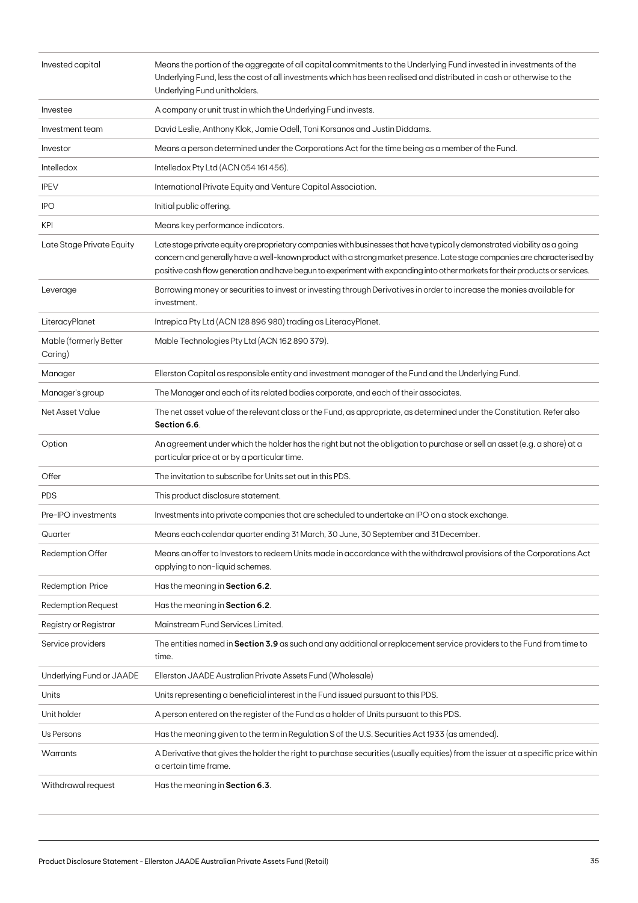| | |
|---|---|
| Invested capital | Means the portion of the aggregate of all capital commitments to the Underlying Fund invested in investments of the Underlying Fund, less the cost of all investments which has been realised and distributed in cash or otherwise to the Underlying Fund unitholders. |
| Investee | A company or unit trust in which the Underlying Fund invests. |
| Investment team | David Leslie, Anthony Klok, Jamie Odell, Toni Korsanos and Justin Diddams. |
| Investor | Means a person determined under the Corporations Act for the time being as a member of the Fund. |
| Intelledox | Intelledox Pty Ltd (ACN 054 161 456). |
| IPEV | International Private Equity and Venture Capital Association. |
| IPO | Initial public offering. |
| KPI | Means key performance indicators. |
| Late Stage Private Equity | Late stage private equity are proprietary companies with businesses that have typically demonstrated viability as a going concern and generally have a well-known product with a strong market presence. Late stage companies are characterised by positive cash flow generation and have begun to experiment with expanding into other markets for their products or services. |
| Leverage | Borrowing money or securities to invest or investing through Derivatives in order to increase the monies available for investment. |
| LiteracyPlanet | Intrepica Pty Ltd (ACN 128 896 980) trading as LiteracyPlanet. |
| Mable (formerly Better Caring) | Mable Technologies Pty Ltd (ACN 162 890 379). |
| Manager | Ellerston Capital as responsible entity and investment manager of the Fund and the Underlying Fund. |
| Manager's group | The Manager and each of its related bodies corporate, and each of their associates. |
| Net Asset Value | The net asset value of the relevant class or the Fund, as appropriate, as determined under the Constitution. Refer also **Section 6.6**. |
| Option | An agreement under which the holder has the right but not the obligation to purchase or sell an asset (e.g. a share) at a particular price at or by a particular time. |
| Offer | The invitation to subscribe for Units set out in this PDS. |
| PDS | This product disclosure statement. |
| Pre-IPO investments | Investments into private companies that are scheduled to undertake an IPO on a stock exchange. |
| Quarter | Means each calendar quarter ending 31 March, 30 June, 30 September and 31 December. |
| Redemption Offer | Means an offer to Investors to redeem Units made in accordance with the withdrawal provisions of the Corporations Act applying to non-liquid schemes. |
| Redemption Price | Has the meaning in **Section 6.2**. |
| Redemption Request | Has the meaning in **Section 6.2**. |
| Registry or Registrar | Mainstream Fund Services Limited. |
| Service providers | The entities named in **Section 3.9** as such and any additional or replacement service providers to the Fund from time to time. |
| Underlying Fund or JAADE | Ellerston JAADE Australian Private Assets Fund (Wholesale) |
| Units | Units representing a beneficial interest in the Fund issued pursuant to this PDS. |
| Unit holder | A person entered on the register of the Fund as a holder of Units pursuant to this PDS. |
| Us Persons | Has the meaning given to the term in Regulation S of the U.S. Securities Act 1933 (as amended). |
| Warrants | A Derivative that gives the holder the right to purchase securities (usually equities) from the issuer at a specific price within a certain time frame. |
| Withdrawal request | Has the meaning in **Section 6.3**. |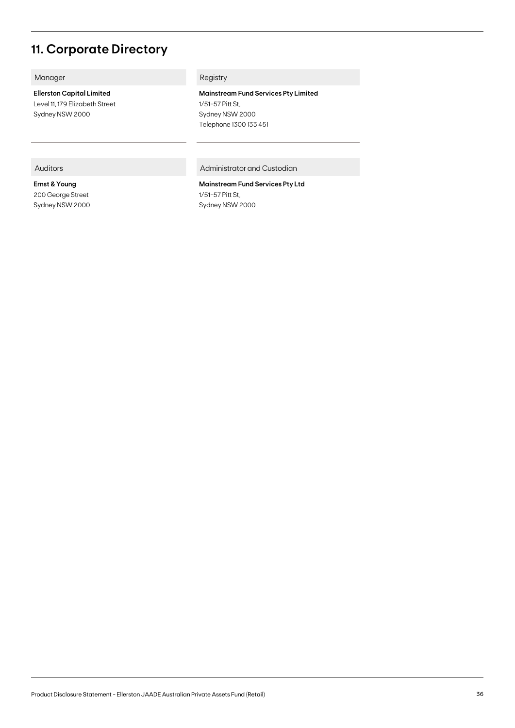## 11. Corporate Directory

### Manager

**Ellerston Capital Limited**
Level 11, 179 Elizabeth Street
Sydney NSW 2000

### Registry

**Mainstream Fund Services Pty Limited**
1/51-57 Pitt St,
Sydney NSW 2000
Telephone 1300 133 451

### Auditors

**Ernst & Young**
200 George Street
Sydney NSW 2000

### Administrator and Custodian

**Mainstream Fund Services Pty Ltd**
1/51-57 Pitt St,
Sydney NSW 2000